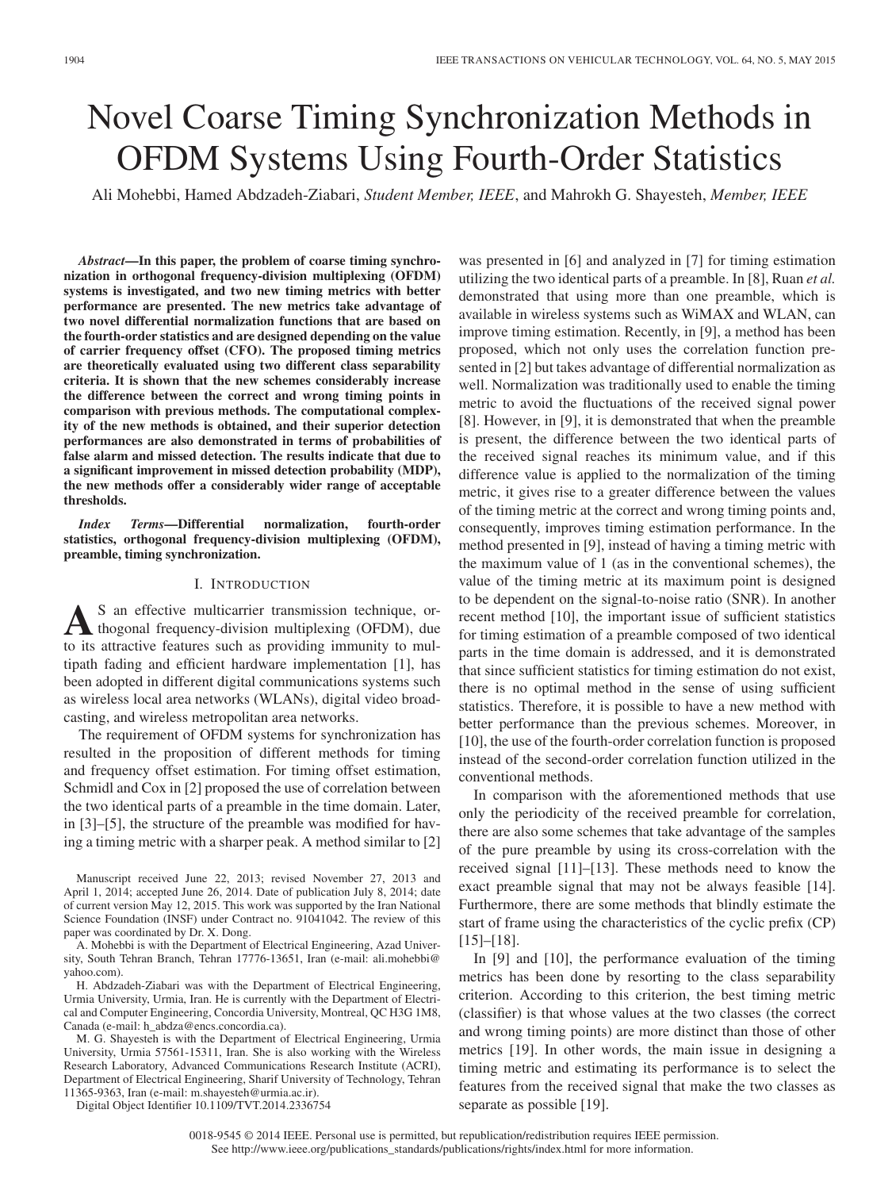# Novel Coarse Timing Synchronization Methods in OFDM Systems Using Fourth-Order Statistics

Ali Mohebbi, Hamed Abdzadeh-Ziabari, *Student Member, IEEE*, and Mahrokh G. Shayesteh, *Member, IEEE*

***Abstract*—In this paper, the problem of coarse timing synchronization in orthogonal frequency-division multiplexing (OFDM) systems is investigated, and two new timing metrics with better performance are presented. The new metrics take advantage of two novel differential normalization functions that are based on the fourth-order statistics and are designed depending on the value of carrier frequency offset (CFO). The proposed timing metrics are theoretically evaluated using two different class separability criteria. It is shown that the new schemes considerably increase the difference between the correct and wrong timing points in comparison with previous methods. The computational complexity of the new methods is obtained, and their superior detection performances are also demonstrated in terms of probabilities of false alarm and missed detection. The results indicate that due to a significant improvement in missed detection probability (MDP), the new methods offer a considerably wider range of acceptable thresholds.**

***Index Terms*—Differential normalization, fourth-order statistics, orthogonal frequency-division multiplexing (OFDM), preamble, timing synchronization.**

## I. Introduction

As an effective multicarrier transmission technique, orthogonal frequency-division multiplexing (OFDM), due to its attractive features such as providing immunity to multipath fading and efficient hardware implementation [1], has been adopted in different digital communications systems such as wireless local area networks (WLANs), digital video broadcasting, and wireless metropolitan area networks.

The requirement of OFDM systems for synchronization has resulted in the proposition of different methods for timing and frequency offset estimation. For timing offset estimation, Schmidl and Cox in [2] proposed the use of correlation between the two identical parts of a preamble in the time domain. Later, in [3]–[5], the structure of the preamble was modified for having a timing metric with a sharper peak. A method similar to [2] was presented in [6] and analyzed in [7] for timing estimation utilizing the two identical parts of a preamble. In [8], Ruan *et al.* demonstrated that using more than one preamble, which is available in wireless systems such as WiMAX and WLAN, can improve timing estimation. Recently, in [9], a method has been proposed, which not only uses the correlation function presented in [2] but takes advantage of differential normalization as well. Normalization was traditionally used to enable the timing metric to avoid the fluctuations of the received signal power [8]. However, in [9], it is demonstrated that when the preamble is present, the difference between the two identical parts of the received signal reaches its minimum value, and if this difference value is applied to the normalization of the timing metric, it gives rise to a greater difference between the values of the timing metric at the correct and wrong timing points and, consequently, improves timing estimation performance. In the method presented in [9], instead of having a timing metric with the maximum value of 1 (as in the conventional schemes), the value of the timing metric at its maximum point is designed to be dependent on the signal-to-noise ratio (SNR). In another recent method [10], the important issue of sufficient statistics for timing estimation of a preamble composed of two identical parts in the time domain is addressed, and it is demonstrated that since sufficient statistics for timing estimation do not exist, there is no optimal method in the sense of using sufficient statistics. Therefore, it is possible to have a new method with better performance than the previous schemes. Moreover, in [10], the use of the fourth-order correlation function is proposed instead of the second-order correlation function utilized in the conventional methods.

In comparison with the aforementioned methods that use only the periodicity of the received preamble for correlation, there are also some schemes that take advantage of the samples of the pure preamble by using its cross-correlation with the received signal [11]–[13]. These methods need to know the exact preamble signal that may not be always feasible [14]. Furthermore, there are some methods that blindly estimate the start of frame using the characteristics of the cyclic prefix (CP) [15]–[18].

In [9] and [10], the performance evaluation of the timing metrics has been done by resorting to the class separability criterion. According to this criterion, the best timing metric (classifier) is that whose values at the two classes (the correct and wrong timing points) are more distinct than those of other metrics [19]. In other words, the main issue in designing a timing metric and estimating its performance is to select the features from the received signal that make the two classes as separate as possible [19].

Manuscript received June 22, 2013; revised November 27, 2013 and April 1, 2014; accepted June 26, 2014. Date of publication July 8, 2014; date of current version May 12, 2015. This work was supported by the Iran National Science Foundation (INSF) under Contract no. 91041042. The review of this paper was coordinated by Dr. X. Dong.

A. Mohebbi is with the Department of Electrical Engineering, Azad University, South Tehran Branch, Tehran 17776-13651, Iran (e-mail: ali.mohebbi@yahoo.com).

H. Abdzadeh-Ziabari was with the Department of Electrical Engineering, Urmia University, Urmia, Iran. He is currently with the Department of Electrical and Computer Engineering, Concordia University, Montreal, QC H3G 1M8, Canada (e-mail: h_abdza@encs.concordia.ca).

M. G. Shayesteh is with the Department of Electrical Engineering, Urmia University, Urmia 57561-15311, Iran. She is also working with the Wireless Research Laboratory, Advanced Communications Research Institute (ACRI), Department of Electrical Engineering, Sharif University of Technology, Tehran 11365-9363, Iran (e-mail: m.shayesteh@urmia.ac.ir).

Digital Object Identifier 10.1109/TVT.2014.2336754

0018-9545 © 2014 IEEE. Personal use is permitted, but republication/redistribution requires IEEE permission. See http://www.ieee.org/publications_standards/publications/rights/index.html for more information.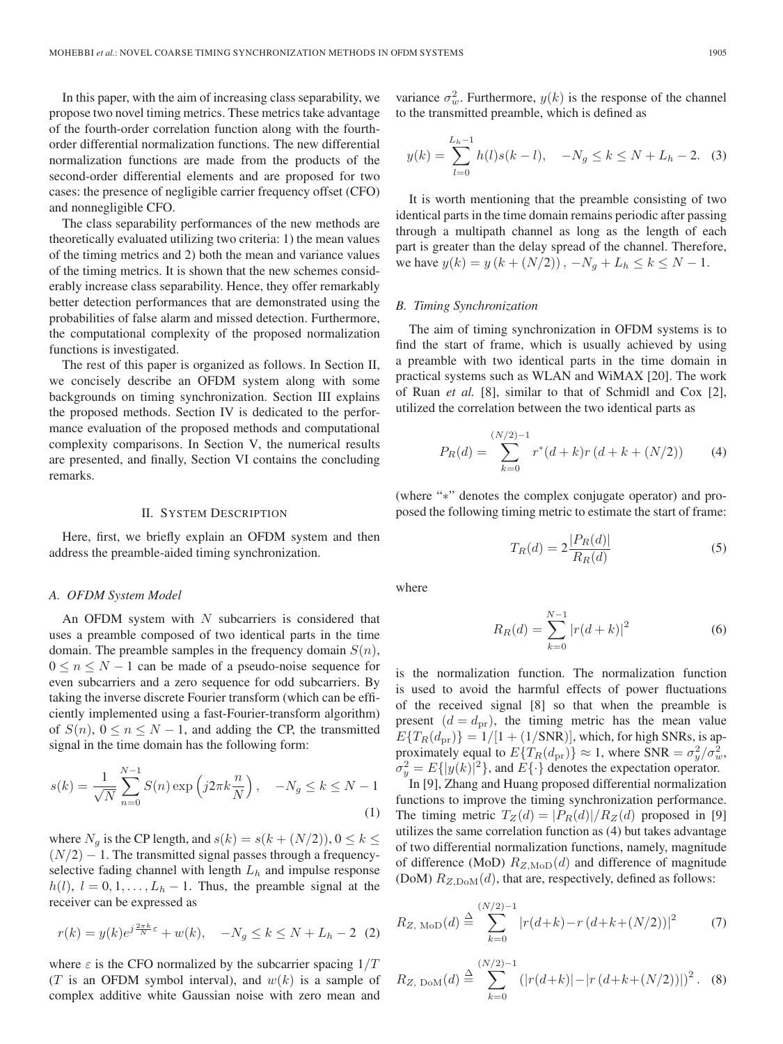In this paper, with the aim of increasing class separability, we propose two novel timing metrics. These metrics take advantage of the fourth-order correlation function along with the fourth-order differential normalization functions. The new differential normalization functions are made from the products of the second-order differential elements and are proposed for two cases: the presence of negligible carrier frequency offset (CFO) and nonnegligible CFO.

The class separability performances of the new methods are theoretically evaluated utilizing two criteria: 1) the mean values of the timing metrics and 2) both the mean and variance values of the timing metrics. It is shown that the new schemes considerably increase class separability. Hence, they offer remarkably better detection performances that are demonstrated using the probabilities of false alarm and missed detection. Furthermore, the computational complexity of the proposed normalization functions is investigated.

The rest of this paper is organized as follows. In Section II, we concisely describe an OFDM system along with some backgrounds on timing synchronization. Section III explains the proposed methods. Section IV is dedicated to the performance evaluation of the proposed methods and computational complexity comparisons. In Section V, the numerical results are presented, and finally, Section VI contains the concluding remarks.

## II. System Description

Here, first, we briefly explain an OFDM system and then address the preamble-aided timing synchronization.

### A. OFDM System Model

An OFDM system with $N$ subcarriers is considered that uses a preamble composed of two identical parts in the time domain. The preamble samples in the frequency domain $S(n)$, $0 \le n \le N-1$ can be made of a pseudo-noise sequence for even subcarriers and a zero sequence for odd subcarriers. By taking the inverse discrete Fourier transform (which can be efficiently implemented using a fast-Fourier-transform algorithm) of $S(n)$, $0 \le n \le N-1$, and adding the CP, the transmitted signal in the time domain has the following form:

$$s(k) = \frac{1}{\sqrt{N}} \sum_{n=0}^{N-1} S(n) \exp\left(j2\pi k \frac{n}{N}\right), \quad -N_g \le k \le N-1 \tag{1}$$

where $N_g$ is the CP length, and $s(k) = s(k + (N/2)), 0 \le k \le (N/2) - 1$. The transmitted signal passes through a frequency-selective fading channel with length $L_h$ and impulse response $h(l)$, $l = 0, 1, \ldots, L_h - 1$. Thus, the preamble signal at the receiver can be expressed as

$$r(k) = y(k)e^{j\frac{2\pi k}{N}\varepsilon} + w(k), \quad -N_g \le k \le N + L_h - 2 \tag{2}$$

where $\varepsilon$ is the CFO normalized by the subcarrier spacing $1/T$ ($T$ is an OFDM symbol interval), and $w(k)$ is a sample of complex additive white Gaussian noise with zero mean and variance $\sigma_w^2$. Furthermore, $y(k)$ is the response of the channel to the transmitted preamble, which is defined as

$$y(k) = \sum_{l=0}^{L_h-1} h(l)s(k-l), \quad -N_g \le k \le N + L_h - 2. \tag{3}$$

It is worth mentioning that the preamble consisting of two identical parts in the time domain remains periodic after passing through a multipath channel as long as the length of each part is greater than the delay spread of the channel. Therefore, we have $y(k) = y\left(k + (N/2)\right), -N_g + L_h \le k \le N - 1$.

### B. Timing Synchronization

The aim of timing synchronization in OFDM systems is to find the start of frame, which is usually achieved by using a preamble with two identical parts in the time domain in practical systems such as WLAN and WiMAX [20]. The work of Ruan *et al.* [8], similar to that of Schmidl and Cox [2], utilized the correlation between the two identical parts as

$$P_R(d) = \sum_{k=0}^{(N/2)-1} r^*(d+k)r\left(d+k+(N/2)\right) \tag{4}$$

(where "$*$" denotes the complex conjugate operator) and proposed the following timing metric to estimate the start of frame:

$$T_R(d) = 2\frac{|P_R(d)|}{R_R(d)} \tag{5}$$

where

$$R_R(d) = \sum_{k=0}^{N-1} |r(d+k)|^2 \tag{6}$$

is the normalization function. The normalization function is used to avoid the harmful effects of power fluctuations of the received signal [8] so that when the preamble is present $(d = d_{\text{pr}})$, the timing metric has the mean value $E\{T_R(d_{\text{pr}})\} = 1/[1 + (1/\text{SNR})]$, which, for high SNRs, is approximately equal to $E\{T_R(d_{\text{pr}})\} \approx 1$, where $\text{SNR} = \sigma_y^2/\sigma_w^2$, $\sigma_y^2 = E\{|y(k)|^2\}$, and $E\{\cdot\}$ denotes the expectation operator.

In [9], Zhang and Huang proposed differential normalization functions to improve the timing synchronization performance. The timing metric $T_Z(d) = |P_R(d)|/R_Z(d)$ proposed in [9] utilizes the same correlation function as (4) but takes advantage of two differential normalization functions, namely, magnitude of difference (MoD) $R_{Z,\text{MoD}}(d)$ and difference of magnitude (DoM) $R_{Z,\text{DoM}}(d)$, that are, respectively, defined as follows:

$$R_{Z,\text{ MoD}}(d) \triangleq \sum_{k=0}^{(N/2)-1} |r(d+k) - r\left(d+k+(N/2)\right)|^2 \tag{7}$$

$$R_{Z,\text{ DoM}}(d) \triangleq \sum_{k=0}^{(N/2)-1} \left(|r(d+k)| - |r\left(d+k+(N/2)\right)|\right)^2. \tag{8}$$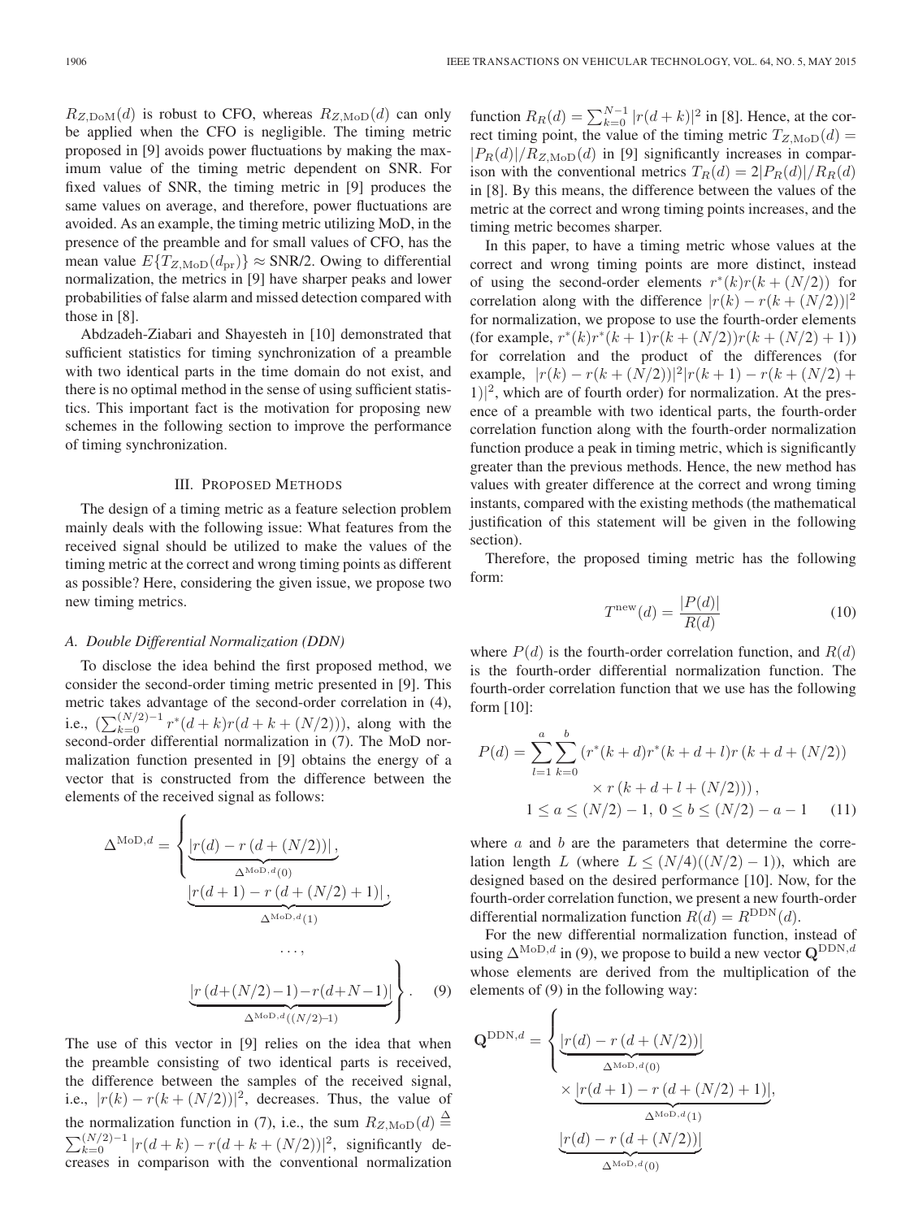$R_{Z,\mathrm{DoM}}(d)$ is robust to CFO, whereas $R_{Z,\mathrm{MoD}}(d)$ can only be applied when the CFO is negligible. The timing metric proposed in [9] avoids power fluctuations by making the maximum value of the timing metric dependent on SNR. For fixed values of SNR, the timing metric in [9] produces the same values on average, and therefore, power fluctuations are avoided. As an example, the timing metric utilizing MoD, in the presence of the preamble and for small values of CFO, has the mean value $E\{T_{Z,\mathrm{MoD}}(d_{\mathrm{pr}})\} \approx \mathrm{SNR}/2$. Owing to differential normalization, the metrics in [9] have sharper peaks and lower probabilities of false alarm and missed detection compared with those in [8].

Abdzadeh-Ziabari and Shayesteh in [10] demonstrated that sufficient statistics for timing synchronization of a preamble with two identical parts in the time domain do not exist, and there is no optimal method in the sense of using sufficient statistics. This important fact is the motivation for proposing new schemes in the following section to improve the performance of timing synchronization.

## III. Proposed Methods

The design of a timing metric as a feature selection problem mainly deals with the following issue: What features from the received signal should be utilized to make the values of the timing metric at the correct and wrong timing points as different as possible? Here, considering the given issue, we propose two new timing metrics.

### A. Double Differential Normalization (DDN)

To disclose the idea behind the first proposed method, we consider the second-order timing metric presented in [9]. This metric takes advantage of the second-order correlation in (4), i.e., $(\sum_{k=0}^{(N/2)-1} r^*(d+k)r(d+k+(N/2)))$, along with the second-order differential normalization in (7). The MoD normalization function presented in [9] obtains the energy of a vector that is constructed from the difference between the elements of the received signal as follows:

$$\Delta^{\mathrm{MoD},d} = \left\{ \underbrace{|r(d) - r(d+(N/2))|}_{\Delta^{\mathrm{MoD},d}(0)}, \underbrace{|r(d+1) - r(d+(N/2)+1)|}_{\Delta^{\mathrm{MoD},d}(1)}, \ldots, \underbrace{|r(d+(N/2)-1) - r(d+N-1)|}_{\Delta^{\mathrm{MoD},d}((N/2)-1)} \right\}. \quad (9)$$

The use of this vector in [9] relies on the idea that when the preamble consisting of two identical parts is received, the difference between the samples of the received signal, i.e., $|r(k) - r(k+(N/2))|^2$, decreases. Thus, the value of the normalization function in (7), i.e., the sum $R_{Z,\mathrm{MoD}}(d) \triangleq \sum_{k=0}^{(N/2)-1} |r(d+k) - r(d+k+(N/2))|^2$, significantly decreases in comparison with the conventional normalization function $R_R(d) = \sum_{k=0}^{N-1} |r(d+k)|^2$ in [8]. Hence, at the correct timing point, the value of the timing metric $T_{Z,\mathrm{MoD}}(d) = |P_R(d)|/R_{Z,\mathrm{MoD}}(d)$ in [9] significantly increases in comparison with the conventional metrics $T_R(d) = 2|P_R(d)|/R_R(d)$ in [8]. By this means, the difference between the values of the metric at the correct and wrong timing points increases, and the timing metric becomes sharper.

In this paper, to have a timing metric whose values at the correct and wrong timing points are more distinct, instead of using the second-order elements $r^*(k)r(k+(N/2))$ for correlation along with the difference $|r(k) - r(k+(N/2))|^2$ for normalization, we propose to use the fourth-order elements (for example, $r^*(k)r^*(k+1)r(k+(N/2))r(k+(N/2)+1)$) for correlation and the product of the differences (for example, $|r(k) - r(k+(N/2))|^2 |r(k+1) - r(k+(N/2)+1)|^2$, which are of fourth order) for normalization. At the presence of a preamble with two identical parts, the fourth-order correlation function along with the fourth-order normalization function produce a peak in timing metric, which is significantly greater than the previous methods. Hence, the new method has values with greater difference at the correct and wrong timing instants, compared with the existing methods (the mathematical justification of this statement will be given in the following section).

Therefore, the proposed timing metric has the following form:

$$T^{\mathrm{new}}(d) = \frac{|P(d)|}{R(d)} \quad (10)$$

where $P(d)$ is the fourth-order correlation function, and $R(d)$ is the fourth-order differential normalization function. The fourth-order correlation function that we use has the following form [10]:

$$P(d) = \sum_{l=1}^{a} \sum_{k=0}^{b} \left( r^*(k+d)r^*(k+d+l)r(k+d+(N/2)) \times r(k+d+l+(N/2)) \right),$$
$$1 \le a \le (N/2)-1,\ 0 \le b \le (N/2)-a-1 \quad (11)$$

where $a$ and $b$ are the parameters that determine the correlation length $L$ (where $L \le (N/4)((N/2)-1)$), which are designed based on the desired performance [10]. Now, for the fourth-order correlation function, we present a new fourth-order differential normalization function $R(d) = R^{\mathrm{DDN}}(d)$.

For the new differential normalization function, instead of using $\Delta^{\mathrm{MoD},d}$ in (9), we propose to build a new vector $\mathbf{Q}^{\mathrm{DDN},d}$ whose elements are derived from the multiplication of the elements of (9) in the following way:

$$\mathbf{Q}^{\mathrm{DDN},d} = \Bigg\{ \underbrace{|r(d) - r(d+(N/2))|}_{\Delta^{\mathrm{MoD},d}(0)} \times \underbrace{|r(d+1) - r(d+(N/2)+1)|}_{\Delta^{\mathrm{MoD},d}(1)}, \underbrace{|r(d) - r(d+(N/2))|}_{\Delta^{\mathrm{MoD},d}(0)}$$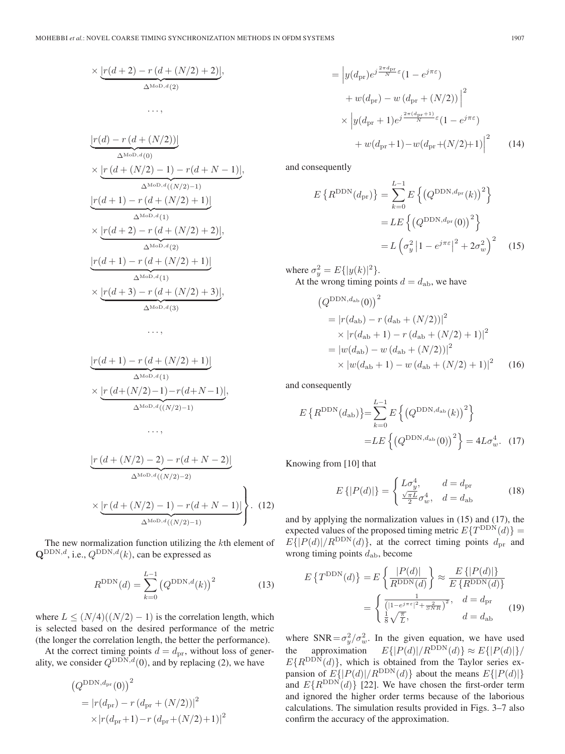$$\times \underbrace{|r(d+2) - r\left(d + (N/2) + 2\right)|}_{\Delta^{\mathrm{MoD},d}(2)},$$

$$\ldots,$$

$$\underbrace{|r(d) - r\left(d + (N/2)\right)|}_{\Delta^{\mathrm{MoD},d}(0)}$$
$$\times \underbrace{|r\left(d + (N/2) - 1\right) - r(d+N-1)|}_{\Delta^{\mathrm{MoD},d}((N/2)-1)},$$
$$\underbrace{|r(d+1) - r\left(d + (N/2) + 1\right)|}_{\Delta^{\mathrm{MoD},d}(1)}$$
$$\times \underbrace{|r(d+2) - r\left(d + (N/2) + 2\right)|}_{\Delta^{\mathrm{MoD},d}(2)},$$
$$\underbrace{|r(d+1) - r\left(d + (N/2) + 1\right)|}_{\Delta^{\mathrm{MoD},d}(1)}$$
$$\times \underbrace{|r(d+3) - r\left(d + (N/2) + 3\right)|}_{\Delta^{\mathrm{MoD},d}(3)},$$

$$\ldots,$$

$$\underbrace{|r(d+1) - r\left(d + (N/2) + 1\right)|}_{\Delta^{\mathrm{MoD},d}(1)}$$
$$\times \underbrace{|r\left(d+(N/2)-1\right)-r(d+N-1)|}_{\Delta^{\mathrm{MoD},d}((N/2)-1)},$$

$$\ldots,$$

$$\underbrace{|r\left(d + (N/2) - 2\right) - r(d+N-2)|}_{\Delta^{\mathrm{MoD},d}((N/2)-2)}$$
$$\left.\times \underbrace{|r\left(d + (N/2) - 1\right) - r(d+N-1)|}_{\Delta^{\mathrm{MoD},d}((N/2)-1)}\right\}. \quad (12)$$

The new normalization function utilizing the $k$th element of $\mathbf{Q}^{\mathrm{DDN},d}$, i.e., $Q^{\mathrm{DDN},d}(k)$, can be expressed as

$$R^{\mathrm{DDN}}(d) = \sum_{k=0}^{L-1} \left(Q^{\mathrm{DDN},d}(k)\right)^2 \quad (13)$$

where $L \leq (N/4)((N/2) - 1)$ is the correlation length, which is selected based on the desired performance of the metric (the longer the correlation length, the better the performance).

At the correct timing points $d = d_{\mathrm{pr}}$, without loss of generality, we consider $Q^{\mathrm{DDN},d}(0)$, and by replacing (2), we have

$$\begin{aligned}
&\left(Q^{\mathrm{DDN},d_{\mathrm{pr}}}(0)\right)^2 \\
&= |r(d_{\mathrm{pr}}) - r\left(d_{\mathrm{pr}} + (N/2)\right)|^2 \\
&\quad \times |r(d_{\mathrm{pr}}+1) - r\left(d_{\mathrm{pr}}+(N/2)+1\right)|^2 \\
&= \Big|y(d_{\mathrm{pr}})e^{j\frac{2\pi d_{\mathrm{pr}}}{N}\varepsilon}(1 - e^{j\pi\varepsilon}) \\
&\quad + w(d_{\mathrm{pr}}) - w\left(d_{\mathrm{pr}} + (N/2)\right)\Big|^2 \\
&\quad \times \Big|y(d_{\mathrm{pr}}+1)e^{j\frac{2\pi(d_{\mathrm{pr}}+1)}{N}\varepsilon}(1 - e^{j\pi\varepsilon}) \\
&\quad + w(d_{\mathrm{pr}}+1) - w(d_{\mathrm{pr}}+(N/2)+1)\Big|^2
\end{aligned} \quad (14)$$

and consequently

$$\begin{aligned}
E\left\{R^{\mathrm{DDN}}(d_{\mathrm{pr}})\right\} &= \sum_{k=0}^{L-1} E\left\{\left(Q^{\mathrm{DDN},d_{\mathrm{pr}}}(k)\right)^2\right\} \\
&= LE\left\{\left(Q^{\mathrm{DDN},d_{\mathrm{pr}}}(0)\right)^2\right\} \\
&= L\left(\sigma_y^2 \left|1 - e^{j\pi\varepsilon}\right|^2 + 2\sigma_w^2\right)^2
\end{aligned} \quad (15)$$

where $\sigma_y^2 = E\{|y(k)|^2\}$.

At the wrong timing points $d = d_{\mathrm{ab}}$, we have

$$\begin{aligned}
&\left(Q^{\mathrm{DDN},d_{\mathrm{ab}}}(0)\right)^2 \\
&= |r(d_{\mathrm{ab}}) - r\left(d_{\mathrm{ab}} + (N/2)\right)|^2 \\
&\quad \times |r(d_{\mathrm{ab}}+1) - r\left(d_{\mathrm{ab}} + (N/2) + 1\right)|^2 \\
&= |w(d_{\mathrm{ab}}) - w\left(d_{\mathrm{ab}} + (N/2)\right)|^2 \\
&\quad \times |w(d_{\mathrm{ab}}+1) - w\left(d_{\mathrm{ab}} + (N/2) + 1\right)|^2
\end{aligned} \quad (16)$$

and consequently

$$\begin{aligned}
E\left\{R^{\mathrm{DDN}}(d_{\mathrm{ab}})\right\} &= \sum_{k=0}^{L-1} E\left\{\left(Q^{\mathrm{DDN},d_{\mathrm{ab}}}(k)\right)^2\right\} \\
&= LE\left\{\left(Q^{\mathrm{DDN},d_{\mathrm{ab}}}(0)\right)^2\right\} = 4L\sigma_w^4.
\end{aligned} \quad (17)$$

Knowing from [10] that

$$E\{|P(d)|\} = \begin{cases} L\sigma_y^4, & d = d_{\mathrm{pr}} \\ \frac{\sqrt{\pi L}}{2}\sigma_w^4, & d = d_{\mathrm{ab}} \end{cases} \quad (18)$$

and by applying the normalization values in (15) and (17), the expected values of the proposed timing metric $E\{T^{\mathrm{DDN}}(d)\} = E\{|P(d)|/R^{\mathrm{DDN}}(d)\}$, at the correct timing points $d_{\mathrm{pr}}$ and wrong timing points $d_{\mathrm{ab}}$, become

$$\begin{aligned}
E\left\{T^{\mathrm{DDN}}(d)\right\} &= E\left\{\frac{|P(d)|}{R^{\mathrm{DDN}}(d)}\right\} \approx \frac{E\{|P(d)|\}}{E\{R^{\mathrm{DDN}}(d)\}} \\
&= \begin{cases} \frac{1}{\left(|1 - e^{j\pi\varepsilon}|^2 + \frac{2}{SNR}\right)^2}, & d = d_{\mathrm{pr}} \\ \frac{1}{8}\sqrt{\frac{\pi}{L}}, & d = d_{\mathrm{ab}} \end{cases}
\end{aligned} \quad (19)$$

where $\mathrm{SNR} = \sigma_y^2/\sigma_w^2$. In the given equation, we have used the approximation $E\{|P(d)|/R^{\mathrm{DDN}}(d)\} \approx E\{|P(d)|\}/E\{R^{\mathrm{DDN}}(d)\}$, which is obtained from the Taylor series expansion of $E\{|P(d)|/R^{\mathrm{DDN}}(d)\}$ about the means $E\{|P(d)|\}$ and $E\{R^{\mathrm{DDN}}(d)\}$ [22]. We have chosen the first-order term and ignored the higher order terms because of the laborious calculations. The simulation results provided in Figs. 3–7 also confirm the accuracy of the approximation.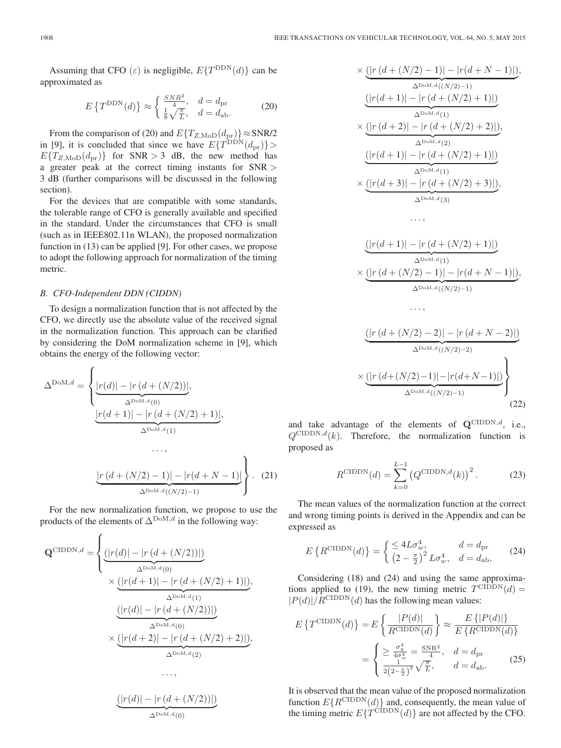Assuming that CFO ($\varepsilon$) is negligible, $E\{T^{\mathrm{DDN}}(d)\}$ can be approximated as

$$E\left\{T^{\mathrm{DDN}}(d)\right\} \approx \begin{cases} \frac{SNR^2}{4}, & d = d_{\mathrm{pr}} \\ \frac{1}{8}\sqrt{\frac{\pi}{L}}, & d = d_{\mathrm{ab}}. \end{cases} \tag{20}$$

From the comparison of (20) and $E\{T_{Z,\mathrm{MoD}}(d_{\mathrm{pr}})\} \approx \mathrm{SNR}/2$ in [9], it is concluded that since we have $E\{T^{\mathrm{DDN}}(d_{\mathrm{pr}})\} > E\{T_{Z,\mathrm{MoD}}(d_{\mathrm{pr}})\}$ for SNR $> 3$ dB, the new method has a greater peak at the correct timing instants for SNR $>$ 3 dB (further comparisons will be discussed in the following section).

For the devices that are compatible with some standards, the tolerable range of CFO is generally available and specified in the standard. Under the circumstances that CFO is small (such as in IEEE802.11n WLAN), the proposed normalization function in (13) can be applied [9]. For other cases, we propose to adopt the following approach for normalization of the timing metric.

### B. CFO-Independent DDN (CIDDN)

To design a normalization function that is not affected by the CFO, we directly use the absolute value of the received signal in the normalization function. This approach can be clarified by considering the DoM normalization scheme in [9], which obtains the energy of the following vector:

$$\Delta^{\mathrm{DoM},d} = \left\{ \underbrace{|r(d)| - |r(d+(N/2))|}_{\Delta^{\mathrm{DoM},d}(0)}, \underbrace{|r(d+1)| - |r(d+(N/2)+1)|}_{\Delta^{\mathrm{DoM},d}(1)}, \ldots, \underbrace{|r(d+(N/2)-1)| - |r(d+N-1)|}_{\Delta^{\mathrm{DoM},d}((N/2)-1)} \right\}. \tag{21}$$

For the new normalization function, we propose to use the products of the elements of $\Delta^{\mathrm{DoM},d}$ in the following way:

$$\begin{aligned}
\mathbf{Q}^{\mathrm{CIDDN},d} = \Bigg\{ & \underbrace{(|r(d)| - |r(d+(N/2))|)}_{\Delta^{\mathrm{DoM},d}(0)} \times \underbrace{(|r(d+1)| - |r(d+(N/2)+1)|)}_{\Delta^{\mathrm{DoM},d}(1)}, \\
& \underbrace{(|r(d)| - |r(d+(N/2))|)}_{\Delta^{\mathrm{DoM},d}(0)} \times \underbrace{(|r(d+2)| - |r(d+(N/2)+2)|)}_{\Delta^{\mathrm{DoM},d}(2)}, \\
& \ldots, \\
& \underbrace{(|r(d)| - |r(d+(N/2))|)}_{\Delta^{\mathrm{DoM},d}(0)} \times \underbrace{(|r(d+(N/2)-1)| - |r(d+N-1)|)}_{\Delta^{\mathrm{DoM},d}((N/2)-1)}, \\
& \underbrace{(|r(d+1)| - |r(d+(N/2)+1)|)}_{\Delta^{\mathrm{DoM},d}(1)} \times \underbrace{(|r(d+2)| - |r(d+(N/2)+2)|)}_{\Delta^{\mathrm{DoM},d}(2)}, \\
& \underbrace{(|r(d+1)| - |r(d+(N/2)+1)|)}_{\Delta^{\mathrm{DoM},d}(1)} \times \underbrace{(|r(d+3)| - |r(d+(N/2)+3)|)}_{\Delta^{\mathrm{DoM},d}(3)}, \\
& \ldots, \\
& \underbrace{(|r(d+1)| - |r(d+(N/2)+1)|)}_{\Delta^{\mathrm{DoM},d}(1)} \times \underbrace{(|r(d+(N/2)-1)| - |r(d+N-1)|)}_{\Delta^{\mathrm{DoM},d}((N/2)-1)}, \\
& \ldots, \\
& \underbrace{(|r(d+(N/2)-2)| - |r(d+N-2)|)}_{\Delta^{\mathrm{DoM},d}((N/2)-2)} \times \underbrace{(|r(d+(N/2)-1)| - |r(d+N-1)|)}_{\Delta^{\mathrm{DoM},d}((N/2)-1)} \Bigg\}
\end{aligned} \tag{22}$$

and take advantage of the elements of $\mathbf{Q}^{\mathrm{CIDDN},d}$, i.e., $Q^{\mathrm{CIDDN},d}(k)$. Therefore, the normalization function is proposed as

$$R^{\mathrm{CIDDN}}(d) = \sum_{k=0}^{L-1} \left(Q^{\mathrm{CIDDN},d}(k)\right)^2. \tag{23}$$

The mean values of the normalization function at the correct and wrong timing points is derived in the Appendix and can be expressed as

$$E\left\{R^{\mathrm{CIDDN}}(d)\right\} = \begin{cases} \leq 4L\sigma_w^4, & d = d_{\mathrm{pr}} \\ \left(2 - \frac{\pi}{2}\right)^2 L\sigma_w^4, & d = d_{\mathrm{ab}}. \end{cases} \tag{24}$$

Considering (18) and (24) and using the same approximations applied to (19), the new timing metric $T^{\mathrm{CIDDN}}(d) = |P(d)|/R^{\mathrm{CIDDN}}(d)$ has the following mean values:

$$\begin{aligned}
E\left\{T^{\mathrm{CIDDN}}(d)\right\} &= E\left\{\frac{|P(d)|}{R^{\mathrm{CIDDN}}(d)}\right\} \approx \frac{E\{|P(d)|\}}{E\{R^{\mathrm{CIDDN}}(d)\}} \\
&= \begin{cases} \geq \frac{\sigma_y^4}{4\sigma_w^4} = \frac{\mathrm{SNR}^2}{4}, & d = d_{\mathrm{pr}} \\ \frac{1}{2\left(2-\frac{\pi}{2}\right)^2}\sqrt{\frac{\pi}{L}}, & d = d_{\mathrm{ab}}. \end{cases}
\end{aligned} \tag{25}$$

It is observed that the mean value of the proposed normalization function $E\{R^{\mathrm{CIDDN}}(d)\}$ and, consequently, the mean value of the timing metric $E\{T^{\mathrm{CIDDN}}(d)\}$ are not affected by the CFO.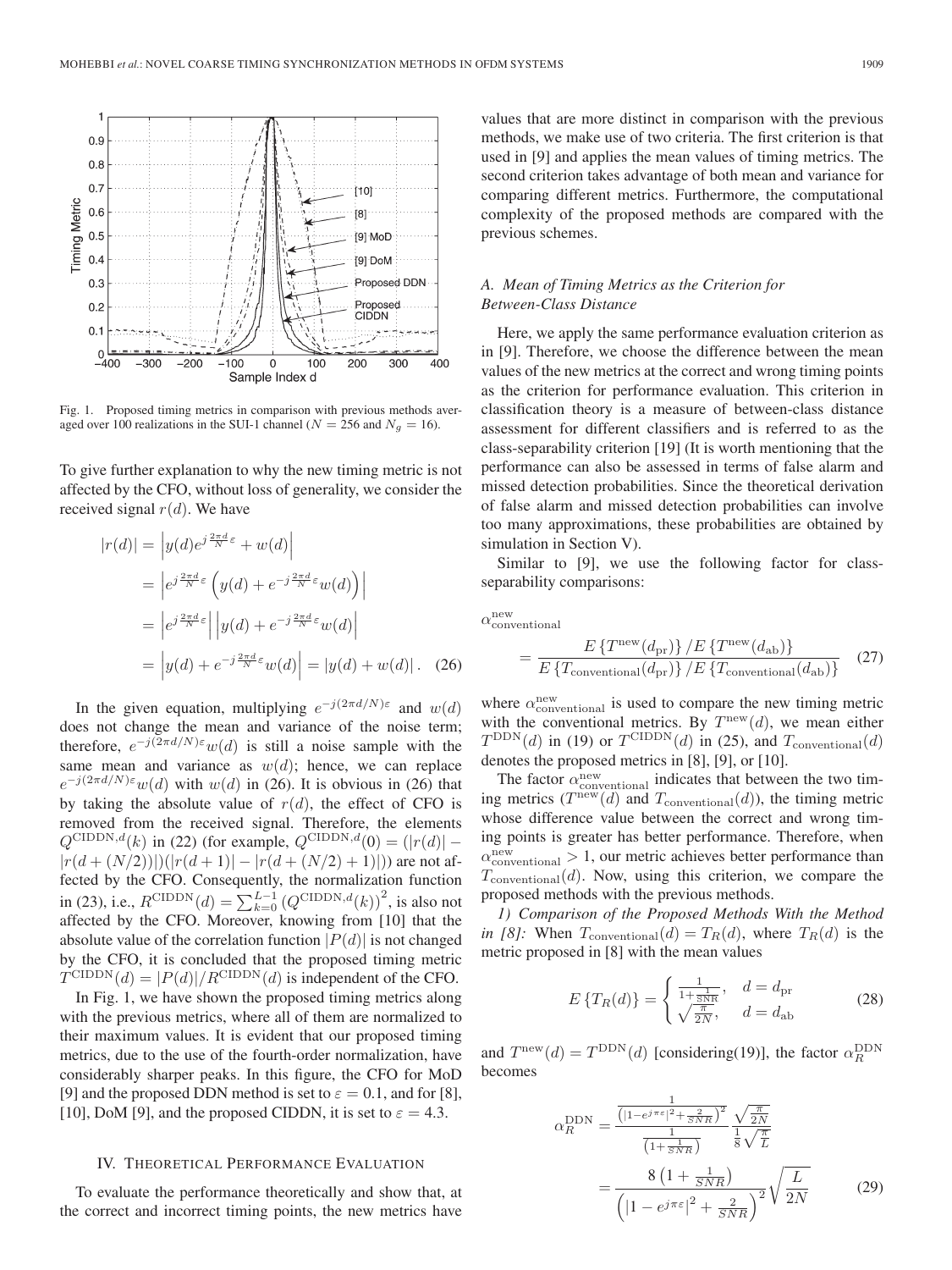Fig. 1. Proposed timing metrics in comparison with previous methods averaged over 100 realizations in the SUI-1 channel ($N = 256$ and $N_g = 16$).

To give further explanation to why the new timing metric is not affected by the CFO, without loss of generality, we consider the received signal $r(d)$. We have

$$
\begin{aligned}
|r(d)| &= \left| y(d) e^{j\frac{2\pi d}{N}\varepsilon} + w(d) \right| \\
&= \left| e^{j\frac{2\pi d}{N}\varepsilon} \left( y(d) + e^{-j\frac{2\pi d}{N}\varepsilon} w(d) \right) \right| \\
&= \left| e^{j\frac{2\pi d}{N}\varepsilon} \right| \left| y(d) + e^{-j\frac{2\pi d}{N}\varepsilon} w(d) \right| \\
&= \left| y(d) + e^{-j\frac{2\pi d}{N}\varepsilon} w(d) \right| = |y(d) + w(d)|. \quad (26)
\end{aligned}
$$

In the given equation, multiplying $e^{-j(2\pi d/N)\varepsilon}$ and $w(d)$ does not change the mean and variance of the noise term; therefore, $e^{-j(2\pi d/N)\varepsilon} w(d)$ is still a noise sample with the same mean and variance as $w(d)$; hence, we can replace $e^{-j(2\pi d/N)\varepsilon} w(d)$ with $w(d)$ in (26). It is obvious in (26) that by taking the absolute value of $r(d)$, the effect of CFO is removed from the received signal. Therefore, the elements $Q^{\text{CIDDN},d}(k)$ in (22) (for example, $Q^{\text{CIDDN},d}(0) = (|r(d)| - |r(d + (N/2))|)(|r(d+1)| - |r(d + (N/2) + 1)|)$) are not affected by the CFO. Consequently, the normalization function in (23), i.e., $R^{\text{CIDDN}}(d) = \sum_{k=0}^{L-1} \left(Q^{\text{CIDDN},d}(k)\right)^2$, is also not affected by the CFO. Moreover, knowing from [10] that the absolute value of the correlation function $|P(d)|$ is not changed by the CFO, it is concluded that the proposed timing metric $T^{\text{CIDDN}}(d) = |P(d)|/R^{\text{CIDDN}}(d)$ is independent of the CFO.

In Fig. 1, we have shown the proposed timing metrics along with the previous metrics, where all of them are normalized to their maximum values. It is evident that our proposed timing metrics, due to the use of the fourth-order normalization, have considerably sharper peaks. In this figure, the CFO for MoD [9] and the proposed DDN method is set to $\varepsilon = 0.1$, and for [8], [10], DoM [9], and the proposed CIDDN, it is set to $\varepsilon = 4.3$.

## IV. Theoretical Performance Evaluation

To evaluate the performance theoretically and show that, at the correct and incorrect timing points, the new metrics have values that are more distinct in comparison with the previous methods, we make use of two criteria. The first criterion is that used in [9] and applies the mean values of timing metrics. The second criterion takes advantage of both mean and variance for comparing different metrics. Furthermore, the computational complexity of the proposed methods are compared with the previous schemes.

### *A. Mean of Timing Metrics as the Criterion for Between-Class Distance*

Here, we apply the same performance evaluation criterion as in [9]. Therefore, we choose the difference between the mean values of the new metrics at the correct and wrong timing points as the criterion for performance evaluation. This criterion in classification theory is a measure of between-class distance assessment for different classifiers and is referred to as the class-separability criterion [19] (It is worth mentioning that the performance can also be assessed in terms of false alarm and missed detection probabilities. Since the theoretical derivation of false alarm and missed detection probabilities can involve too many approximations, these probabilities are obtained by simulation in Section V).

Similar to [9], we use the following factor for class-separability comparisons:

$$
\alpha_{\text{conventional}}^{\text{new}} = \frac{E\left\{T^{\text{new}}(d_{\text{pr}})\right\} / E\left\{T^{\text{new}}(d_{\text{ab}})\right\}}{E\left\{T_{\text{conventional}}(d_{\text{pr}})\right\} / E\left\{T_{\text{conventional}}(d_{\text{ab}})\right\}} \quad (27)
$$

where $\alpha_{\text{conventional}}^{\text{new}}$ is used to compare the new timing metric with the conventional metrics. By $T^{\text{new}}(d)$, we mean either $T^{\text{DDN}}(d)$ in (19) or $T^{\text{CIDDN}}(d)$ in (25), and $T_{\text{conventional}}(d)$ denotes the proposed metrics in [8], [9], or [10].

The factor $\alpha_{\text{conventional}}^{\text{new}}$ indicates that between the two timing metrics ($T^{\text{new}}(d)$ and $T_{\text{conventional}}(d)$), the timing metric whose difference value between the correct and wrong timing points is greater has better performance. Therefore, when $\alpha_{\text{conventional}}^{\text{new}} > 1$, our metric achieves better performance than $T_{\text{conventional}}(d)$. Now, using this criterion, we compare the proposed methods with the previous methods.

*1) Comparison of the Proposed Methods With the Method in [8]:* When $T_{\text{conventional}}(d) = T_R(d)$, where $T_R(d)$ is the metric proposed in [8] with the mean values

$$
E\left\{T_R(d)\right\} = \begin{cases} \frac{1}{1+\frac{1}{\text{SNR}}}, & d = d_{\text{pr}} \\ \sqrt{\frac{\pi}{2N}}, & d = d_{\text{ab}} \end{cases} \quad (28)
$$

and $T^{\text{new}}(d) = T^{\text{DDN}}(d)$ [considering(19)], the factor $\alpha_R^{\text{DDN}}$ becomes

$$
\begin{aligned}
\alpha_R^{\text{DDN}} &= \frac{\frac{1}{\left(|1-e^{j\pi\varepsilon}|^2 + \frac{2}{SNR}\right)^2}}{\frac{1}{\left(1+\frac{1}{SNR}\right)}} \frac{\sqrt{\frac{\pi}{2N}}}{\frac{1}{8}\sqrt{\frac{\pi}{L}}} \\
&= \frac{8\left(1+\frac{1}{SNR}\right)}{\left(|1-e^{j\pi\varepsilon}|^2 + \frac{2}{SNR}\right)^2} \sqrt{\frac{L}{2N}} \quad (29)
\end{aligned}
$$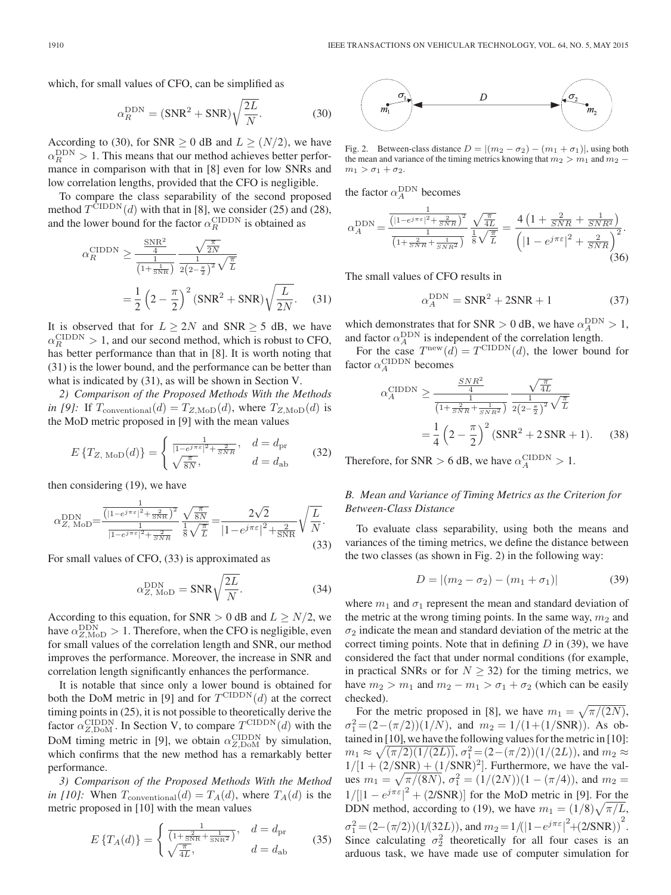which, for small values of CFO, can be simplified as

$$\alpha_R^{\mathrm{DDN}} = (\mathrm{SNR}^2 + \mathrm{SNR})\sqrt{\frac{2L}{N}}. \tag{30}$$

According to (30), for $\mathrm{SNR} \geq 0$ dB and $L \geq (N/2)$, we have $\alpha_R^{\mathrm{DDN}} > 1$. This means that our method achieves better performance in comparison with that in [8] even for low SNRs and low correlation lengths, provided that the CFO is negligible.

To compare the class separability of the second proposed method $T^{\mathrm{CIDDN}}(d)$ with that in [8], we consider (25) and (28), and the lower bound for the factor $\alpha_R^{\mathrm{CIDDN}}$ is obtained as

$$\alpha_R^{\mathrm{CIDDN}} \geq \frac{\frac{\mathrm{SNR}^2}{4}}{\frac{1}{\left(1+\frac{1}{\mathrm{SNR}}\right)}} \frac{\sqrt{\frac{\pi}{2N}}}{\frac{1}{2\left(2-\frac{\pi}{2}\right)^2}\sqrt{\frac{\pi}{L}}} = \frac{1}{2}\left(2-\frac{\pi}{2}\right)^2(\mathrm{SNR}^2 + \mathrm{SNR})\sqrt{\frac{L}{2N}}. \tag{31}$$

It is observed that for $L \geq 2N$ and $\mathrm{SNR} \geq 5$ dB, we have $\alpha_R^{\mathrm{CIDDN}} > 1$, and our second method, which is robust to CFO, has better performance than that in [8]. It is worth noting that (31) is the lower bound, and the performance can be better than what is indicated by (31), as will be shown in Section V.

*2) Comparison of the Proposed Methods With the Methods in [9]:* If $T_{\mathrm{conventional}}(d) = T_{Z,\mathrm{MoD}}(d)$, where $T_{Z,\mathrm{MoD}}(d)$ is the MoD metric proposed in [9] with the mean values

$$E\left\{T_{Z,\,\mathrm{MoD}}(d)\right\} = \begin{cases} \frac{1}{|1-e^{j\pi\varepsilon}|^2+\frac{2}{SNR}}, & d = d_{\mathrm{pr}} \\ \sqrt{\frac{\pi}{8N}}, & d = d_{\mathrm{ab}} \end{cases} \tag{32}$$

then considering (19), we have

$$\alpha_{Z,\,\mathrm{MoD}}^{\mathrm{DDN}} = \frac{\frac{1}{\left(|1-e^{j\pi\varepsilon}|^2+\frac{2}{\mathrm{SNR}}\right)^2}}{\frac{1}{|1-e^{j\pi\varepsilon}|^2+\frac{2}{SNR}}} \frac{\sqrt{\frac{\pi}{8N}}}{\frac{1}{8}\sqrt{\frac{\pi}{L}}} = \frac{2\sqrt{2}}{|1-e^{j\pi\varepsilon}|^2+\frac{2}{\mathrm{SNR}}}\sqrt{\frac{L}{N}}. \tag{33}$$

For small values of CFO, (33) is approximated as

$$\alpha_{Z,\,\mathrm{MoD}}^{\mathrm{DDN}} = \mathrm{SNR}\sqrt{\frac{2L}{N}}. \tag{34}$$

According to this equation, for $\mathrm{SNR} > 0$ dB and $L \geq N/2$, we have $\alpha_{Z,\mathrm{MoD}}^{\mathrm{DDN}} > 1$. Therefore, when the CFO is negligible, even for small values of the correlation length and SNR, our method improves the performance. Moreover, the increase in SNR and correlation length significantly enhances the performance.

It is notable that since only a lower bound is obtained for both the DoM metric in [9] and for $T^{\mathrm{CIDDN}}(d)$ at the correct timing points in (25), it is not possible to theoretically derive the factor $\alpha_{Z,\mathrm{DoM}}^{\mathrm{CIDDN}}$. In Section V, to compare $T^{\mathrm{CIDDN}}(d)$ with the DoM timing metric in [9], we obtain $\alpha_{Z,\mathrm{DoM}}^{\mathrm{CIDDN}}$ by simulation, which confirms that the new method has a remarkably better performance.

*3) Comparison of the Proposed Methods With the Method in [10]:* When $T_{\mathrm{conventional}}(d) = T_A(d)$, where $T_A(d)$ is the metric proposed in [10] with the mean values

$$E\left\{T_A(d)\right\} = \begin{cases} \frac{1}{\left(1+\frac{2}{\mathrm{SNR}}+\frac{1}{\mathrm{SNR}^2}\right)}, & d = d_{\mathrm{pr}} \\ \sqrt{\frac{\pi}{4L}}, & d = d_{\mathrm{ab}} \end{cases} \tag{35}$$

the factor $\alpha_A^{\mathrm{DDN}}$ becomes

$$\alpha_A^{\mathrm{DDN}} = \frac{\frac{1}{\left(|1-e^{j\pi\varepsilon}|^2+\frac{2}{SNR}\right)^2}}{\frac{1}{\left(1+\frac{2}{SNR}+\frac{1}{SNR^2}\right)}} \frac{\sqrt{\frac{\pi}{4L}}}{\frac{1}{8}\sqrt{\frac{\pi}{L}}} = \frac{4\left(1+\frac{2}{SNR}+\frac{1}{SNR^2}\right)}{\left(|1-e^{j\pi\varepsilon}|^2+\frac{2}{SNR}\right)^2}. \tag{36}$$

The small values of CFO results in

$$\alpha_A^{\mathrm{DDN}} = \mathrm{SNR}^2 + 2\mathrm{SNR} + 1 \tag{37}$$

which demonstrates that for $\mathrm{SNR} > 0$ dB, we have $\alpha_A^{\mathrm{DDN}} > 1$, and factor $\alpha_A^{\mathrm{DDN}}$ is independent of the correlation length.

For the case $T^{\mathrm{new}}(d) = T^{\mathrm{CIDDN}}(d)$, the lower bound for factor $\alpha_A^{\mathrm{CIDDN}}$ becomes

$$\alpha_A^{\mathrm{CIDDN}} \geq \frac{\frac{SNR^2}{4}}{\frac{1}{\left(1+\frac{2}{SNR}+\frac{1}{SNR^2}\right)}} \frac{\sqrt{\frac{\pi}{4L}}}{\frac{1}{2\left(2-\frac{\pi}{2}\right)^2}\sqrt{\frac{\pi}{L}}} = \frac{1}{4}\left(2-\frac{\pi}{2}\right)^2(\mathrm{SNR}^2 + 2\,\mathrm{SNR} + 1). \tag{38}$$

Therefore, for $\mathrm{SNR} > 6$ dB, we have $\alpha_A^{\mathrm{CIDDN}} > 1$.

Fig. 2. Between-class distance $D = |(m_2 - \sigma_2) - (m_1 + \sigma_1)|$, using both the mean and variance of the timing metrics knowing that $m_2 > m_1$ and $m_2 - m_1 > \sigma_1 + \sigma_2$.

### *B. Mean and Variance of Timing Metrics as the Criterion for Between-Class Distance*

To evaluate class separability, using both the means and variances of the timing metrics, we define the distance between the two classes (as shown in Fig. 2) in the following way:

$$D = |(m_2 - \sigma_2) - (m_1 + \sigma_1)| \tag{39}$$

where $m_1$ and $\sigma_1$ represent the mean and standard deviation of the metric at the wrong timing points. In the same way, $m_2$ and $\sigma_2$ indicate the mean and standard deviation of the metric at the correct timing points. Note that in defining $D$ in (39), we have considered the fact that under normal conditions (for example, in practical SNRs or for $N \geq 32$) for the timing metrics, we have $m_2 > m_1$ and $m_2 - m_1 > \sigma_1 + \sigma_2$ (which can be easily checked).

For the metric proposed in [8], we have $m_1 = \sqrt{\pi/(2N)}$, $\sigma_1^2 = (2-(\pi/2))(1/N)$, and $m_2 = 1/(1+(1/\mathrm{SNR}))$. As obtained in [10], we have the following values for the metric in [10]: $m_1 \approx \sqrt{(\pi/2)(1/(2L))}$, $\sigma_1^2 = (2-(\pi/2))(1/(2L))$, and $m_2 \approx 1/[1+(2/\mathrm{SNR})+(1/\mathrm{SNR})^2]$. Furthermore, we have the values $m_1 = \sqrt{\pi/(8N)}$, $\sigma_1^2 = (1/(2N))(1-(\pi/4))$, and $m_2 = 1/[|1-e^{j\pi\varepsilon}|^2 + (2/\mathrm{SNR})]$ for the MoD metric in [9]. For the DDN method, according to (19), we have $m_1 = (1/8)\sqrt{\pi/L}$, $\sigma_1^2 = (2-(\pi/2))(1/(32L))$, and $m_2 = 1/(|1-e^{j\pi\varepsilon}|^2 + (2/\mathrm{SNR}))^2$. Since calculating $\sigma_2^2$ theoretically for all four cases is an arduous task, we have made use of computer simulation for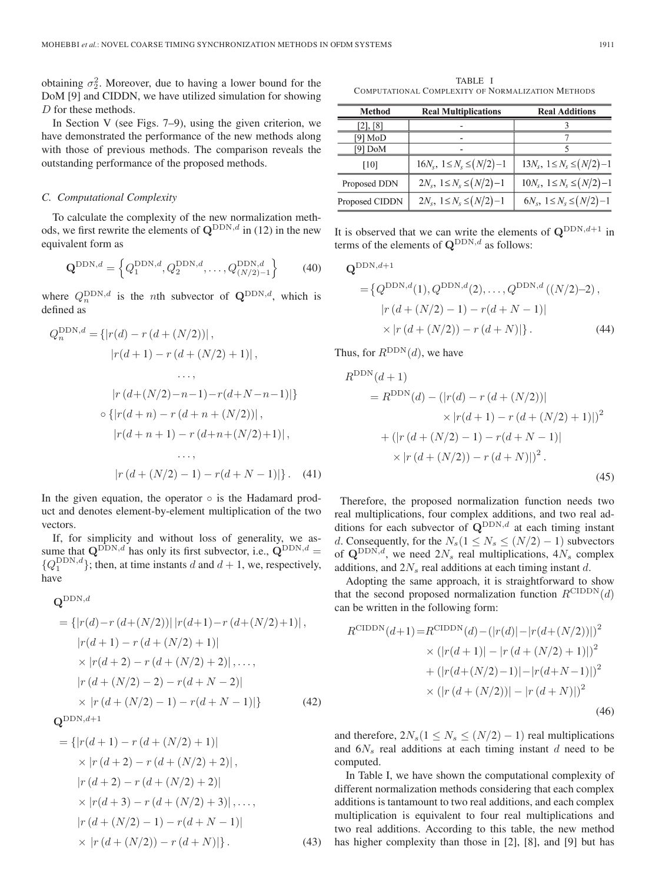obtaining $\sigma_2^2$. Moreover, due to having a lower bound for the DoM [9] and CIDDN, we have utilized simulation for showing $D$ for these methods.

In Section V (see Figs. 7–9), using the given criterion, we have demonstrated the performance of the new methods along with those of previous methods. The comparison reveals the outstanding performance of the proposed methods.

### C. Computational Complexity

To calculate the complexity of the new normalization methods, we first rewrite the elements of $\mathbf{Q}^{\mathrm{DDN},d}$ in (12) in the new equivalent form as

$$\mathbf{Q}^{\mathrm{DDN},d} = \left\{Q_1^{\mathrm{DDN},d}, Q_2^{\mathrm{DDN},d}, \ldots, Q_{(N/2)-1}^{\mathrm{DDN},d}\right\} \tag{40}$$

where $Q_n^{\mathrm{DDN},d}$ is the $n$th subvector of $\mathbf{Q}^{\mathrm{DDN},d}$, which is defined as

$$\begin{aligned} Q_n^{\mathrm{DDN},d} = \{&|r(d) - r(d + (N/2))|, \\ &|r(d+1) - r(d + (N/2) + 1)|, \\ &\ldots, \\ &|r(d+(N/2)-n-1) - r(d+N-n-1)|\} \\ \circ \{&|r(d+n) - r(d+n+(N/2))|, \\ &|r(d+n+1) - r(d+n+(N/2)+1)|, \\ &\ldots, \\ &|r(d+(N/2)-1) - r(d+N-1)|\}. \end{aligned} \tag{41}$$

In the given equation, the operator $\circ$ is the Hadamard product and denotes element-by-element multiplication of the two vectors.

If, for simplicity and without loss of generality, we assume that $\mathbf{Q}^{\mathrm{DDN},d}$ has only its first subvector, i.e., $\mathbf{Q}^{\mathrm{DDN},d} = \{Q_1^{\mathrm{DDN},d}\}$; then, at time instants $d$ and $d+1$, we, respectively, have

$$\begin{aligned} &\mathbf{Q}^{\mathrm{DDN},d} \\ &= \{|r(d) - r(d+(N/2))|\,|r(d+1) - r(d+(N/2)+1)|, \\ &\quad |r(d+1) - r(d+(N/2)+1)| \\ &\quad \times |r(d+2) - r(d+(N/2)+2)|, \ldots, \\ &\quad |r(d+(N/2)-2) - r(d+N-2)| \\ &\quad \times |r(d+(N/2)-1) - r(d+N-1)|\} \end{aligned} \tag{42}$$

$$\begin{aligned} &\mathbf{Q}^{\mathrm{DDN},d+1} \\ &= \{|r(d+1) - r(d+(N/2)+1)| \\ &\quad \times |r(d+2) - r(d+(N/2)+2)|, \\ &\quad |r(d+2) - r(d+(N/2)+2)| \\ &\quad \times |r(d+3) - r(d+(N/2)+3)|, \ldots, \\ &\quad |r(d+(N/2)-1) - r(d+N-1)| \\ &\quad \times |r(d+(N/2)) - r(d+N)|\}. \end{aligned} \tag{43}$$

TABLE I
COMPUTATIONAL COMPLEXITY OF NORMALIZATION METHODS

| Method | Real Multiplications | Real Additions |
|---|---|---|
| [2], [8] | - | 3 |
| [9] MoD | - | 7 |
| [9] DoM | - | 5 |
| [10] | $16N_s,\ 1 \le N_s \le (N/2)-1$ | $13N_s,\ 1 \le N_s \le (N/2)-1$ |
| Proposed DDN | $2N_s,\ 1 \le N_s \le (N/2)-1$ | $10N_s,\ 1 \le N_s \le (N/2)-1$ |
| Proposed CIDDN | $2N_s,\ 1 \le N_s \le (N/2)-1$ | $6N_s,\ 1 \le N_s \le (N/2)-1$ |

It is observed that we can write the elements of $\mathbf{Q}^{\mathrm{DDN},d+1}$ in terms of the elements of $\mathbf{Q}^{\mathrm{DDN},d}$ as follows:

$$\begin{aligned} &\mathbf{Q}^{\mathrm{DDN},d+1} \\ &= \{Q^{\mathrm{DDN},d}(1), Q^{\mathrm{DDN},d}(2), \ldots, Q^{\mathrm{DDN},d}((N/2)-2), \\ &\quad |r(d+(N/2)-1) - r(d+N-1)| \\ &\quad \times |r(d+(N/2)) - r(d+N)|\}. \end{aligned} \tag{44}$$

Thus, for $R^{\mathrm{DDN}}(d)$, we have

$$\begin{aligned} &R^{\mathrm{DDN}}(d+1) \\ &= R^{\mathrm{DDN}}(d) - (|r(d) - r(d+(N/2))| \\ &\qquad \times |r(d+1) - r(d+(N/2)+1)|)^2 \\ &\quad + (|r(d+(N/2)-1) - r(d+N-1)| \\ &\qquad \times |r(d+(N/2)) - r(d+N)|)^2. \end{aligned} \tag{45}$$

Therefore, the proposed normalization function needs two real multiplications, four complex additions, and two real additions for each subvector of $\mathbf{Q}^{\mathrm{DDN},d}$ at each timing instant $d$. Consequently, for the $N_s (1 \le N_s \le (N/2) - 1)$ subvectors of $\mathbf{Q}^{\mathrm{DDN},d}$, we need $2N_s$ real multiplications, $4N_s$ complex additions, and $2N_s$ real additions at each timing instant $d$.

Adopting the same approach, it is straightforward to show that the second proposed normalization function $R^{\mathrm{CIDDN}}(d)$ can be written in the following form:

$$\begin{aligned} R^{\mathrm{CIDDN}}(d+1) = R^{\mathrm{CIDDN}}(d) &- (|r(d)| - |r(d+(N/2))|)^2 \\ &\times (|r(d+1)| - |r(d+(N/2)+1)|)^2 \\ &+ (|r(d+(N/2)-1)| - |r(d+N-1)|)^2 \\ &\times (|r(d+(N/2))| - |r(d+N)|)^2 \end{aligned} \tag{46}$$

and therefore, $2N_s (1 \le N_s \le (N/2) - 1)$ real multiplications and $6N_s$ real additions at each timing instant $d$ need to be computed.

In Table I, we have shown the computational complexity of different normalization methods considering that each complex additions is tantamount to two real additions, and each complex multiplication is equivalent to four real multiplications and two real additions. According to this table, the new method has higher complexity than those in [2], [8], and [9] but has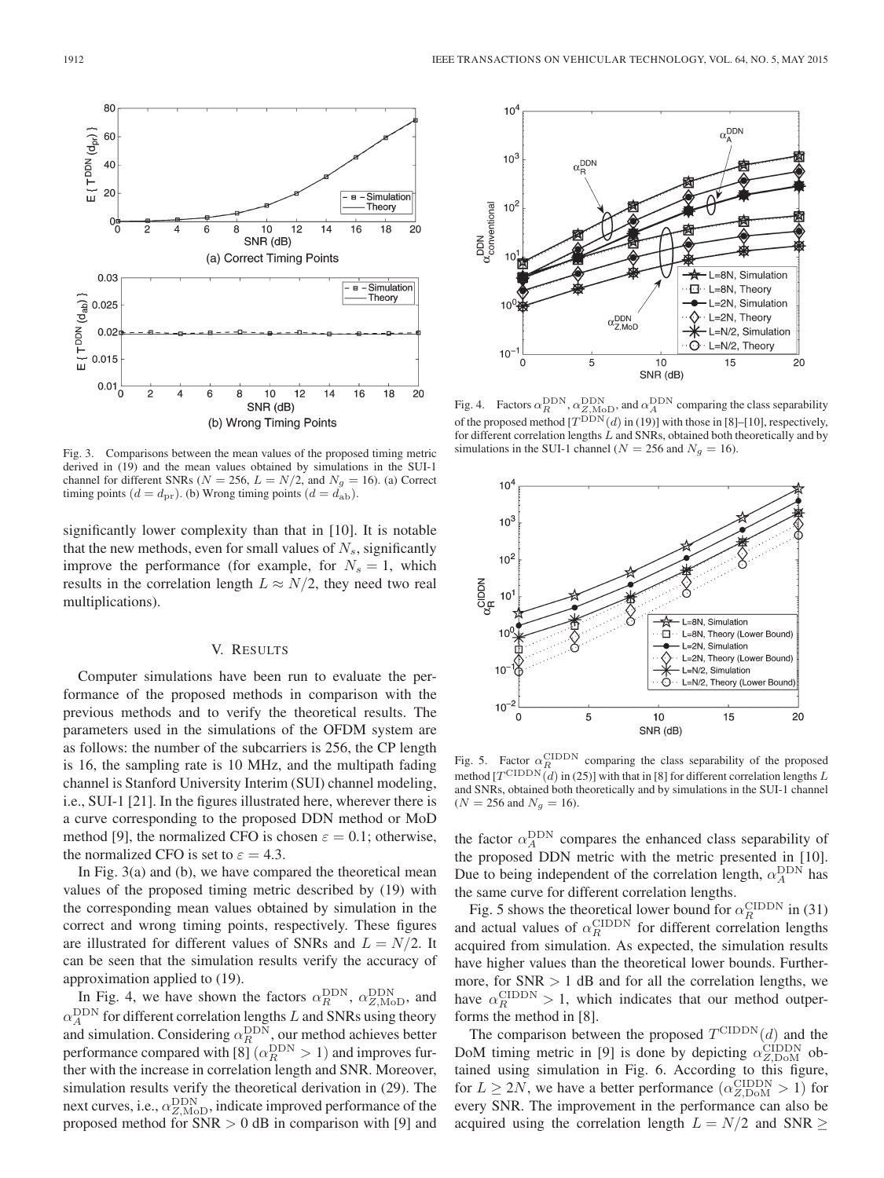Fig. 3. Comparisons between the mean values of the proposed timing metric derived in (19) and the mean values obtained by simulations in the SUI-1 channel for different SNRs ($N = 256$, $L = N/2$, and $N_g = 16$). (a) Correct timing points ($d = d_{\rm pr}$). (b) Wrong timing points ($d = d_{\rm ab}$).

significantly lower complexity than that in [10]. It is notable that the new methods, even for small values of $N_s$, significantly improve the performance (for example, for $N_s = 1$, which results in the correlation length $L \approx N/2$, they need two real multiplications).

## V. Results

Computer simulations have been run to evaluate the performance of the proposed methods in comparison with the previous methods and to verify the theoretical results. The parameters used in the simulations of the OFDM system are as follows: the number of the subcarriers is 256, the CP length is 16, the sampling rate is 10 MHz, and the multipath fading channel is Stanford University Interim (SUI) channel modeling, i.e., SUI-1 [21]. In the figures illustrated here, wherever there is a curve corresponding to the proposed DDN method or MoD method [9], the normalized CFO is chosen $\varepsilon = 0.1$; otherwise, the normalized CFO is set to $\varepsilon = 4.3$.

In Fig. 3(a) and (b), we have compared the theoretical mean values of the proposed timing metric described by (19) with the corresponding mean values obtained by simulation in the correct and wrong timing points, respectively. These figures are illustrated for different values of SNRs and $L = N/2$. It can be seen that the simulation results verify the accuracy of approximation applied to (19).

In Fig. 4, we have shown the factors $\alpha_R^{\rm DDN}$, $\alpha_{Z,{\rm MoD}}^{\rm DDN}$, and $\alpha_A^{\rm DDN}$ for different correlation lengths $L$ and SNRs using theory and simulation. Considering $\alpha_R^{\rm DDN}$, our method achieves better performance compared with [8] ($\alpha_R^{\rm DDN} > 1$) and improves further with the increase in correlation length and SNR. Moreover, simulation results verify the theoretical derivation in (29). The next curves, i.e., $\alpha_{Z,{\rm MoD}}^{\rm DDN}$, indicate improved performance of the proposed method for SNR $> 0$ dB in comparison with [9] and the factor $\alpha_A^{\rm DDN}$ compares the enhanced class separability of the proposed DDN metric with the metric presented in [10]. Due to being independent of the correlation length, $\alpha_A^{\rm DDN}$ has the same curve for different correlation lengths.

Fig. 4. Factors $\alpha_R^{\rm DDN}$, $\alpha_{Z,{\rm MoD}}^{\rm DDN}$, and $\alpha_A^{\rm DDN}$ comparing the class separability of the proposed method [$T^{\rm DDN}(d)$ in (19)] with those in [8]–[10], respectively, for different correlation lengths $L$ and SNRs, obtained both theoretically and by simulations in the SUI-1 channel ($N = 256$ and $N_g = 16$).

Fig. 5. Factor $\alpha_R^{\rm CIDDN}$ comparing the class separability of the proposed method [$T^{\rm CIDDN}(d)$ in (25)] with that in [8] for different correlation lengths $L$ and SNRs, obtained both theoretically and by simulations in the SUI-1 channel ($N = 256$ and $N_g = 16$).

Fig. 5 shows the theoretical lower bound for $\alpha_R^{\rm CIDDN}$ in (31) and actual values of $\alpha_R^{\rm CIDDN}$ for different correlation lengths acquired from simulation. As expected, the simulation results have higher values than the theoretical lower bounds. Furthermore, for SNR $> 1$ dB and for all the correlation lengths, we have $\alpha_R^{\rm CIDDN} > 1$, which indicates that our method outperforms the method in [8].

The comparison between the proposed $T^{\rm CIDDN}(d)$ and the DoM timing metric in [9] is done by depicting $\alpha_{Z,{\rm DoM}}^{\rm CIDDN}$ obtained using simulation in Fig. 6. According to this figure, for $L \geq 2N$, we have a better performance ($\alpha_{Z,{\rm DoM}}^{\rm CIDDN} > 1$) for every SNR. The improvement in the performance can also be acquired using the correlation length $L = N/2$ and SNR $\geq$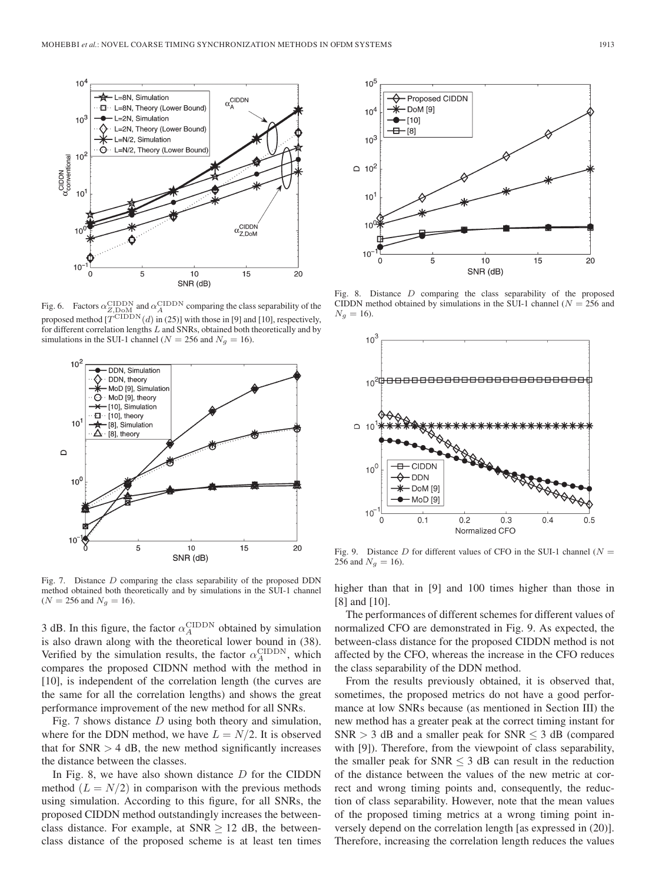Fig. 6. Factors $\alpha_{Z,\mathrm{DoM}}^{\mathrm{CIDDN}}$ and $\alpha_{A}^{\mathrm{CIDDN}}$ comparing the class separability of the proposed method [$T^{\mathrm{CIDDN}}(d)$ in (25)] with those in [9] and [10], respectively, for different correlation lengths $L$ and SNRs, obtained both theoretically and by simulations in the SUI-1 channel ($N = 256$ and $N_g = 16$).

Fig. 7. Distance $D$ comparing the class separability of the proposed DDN method obtained both theoretically and by simulations in the SUI-1 channel ($N = 256$ and $N_g = 16$).

3 dB. In this figure, the factor $\alpha_{A}^{\mathrm{CIDDN}}$ obtained by simulation is also drawn along with the theoretical lower bound in (38). Verified by the simulation results, the factor $\alpha_{A}^{\mathrm{CIDDN}}$, which compares the proposed CIDNN method with the method in [10], is independent of the correlation length (the curves are the same for all the correlation lengths) and shows the great performance improvement of the new method for all SNRs.

Fig. 7 shows distance $D$ using both theory and simulation, where for the DDN method, we have $L = N/2$. It is observed that for SNR $> 4$ dB, the new method significantly increases the distance between the classes.

In Fig. 8, we have also shown distance $D$ for the CIDDN method ($L = N/2$) in comparison with the previous methods using simulation. According to this figure, for all SNRs, the proposed CIDDN method outstandingly increases the between-class distance. For example, at SNR $\geq 12$ dB, the between-class distance of the proposed scheme is at least ten times higher than that in [9] and 100 times higher than those in [8] and [10].

Fig. 8. Distance $D$ comparing the class separability of the proposed CIDDN method obtained by simulations in the SUI-1 channel ($N = 256$ and $N_g = 16$).

Fig. 9. Distance $D$ for different values of CFO in the SUI-1 channel ($N = 256$ and $N_g = 16$).

The performances of different schemes for different values of normalized CFO are demonstrated in Fig. 9. As expected, the between-class distance for the proposed CIDDN method is not affected by the CFO, whereas the increase in the CFO reduces the class separability of the DDN method.

From the results previously obtained, it is observed that, sometimes, the proposed metrics do not have a good performance at low SNRs because (as mentioned in Section III) the new method has a greater peak at the correct timing instant for SNR $> 3$ dB and a smaller peak for SNR $\leq 3$ dB (compared with [9]). Therefore, from the viewpoint of class separability, the smaller peak for SNR $\leq 3$ dB can result in the reduction of the distance between the values of the new metric at correct and wrong timing points and, consequently, the reduction of class separability. However, note that the mean values of the proposed timing metrics at a wrong timing point inversely depend on the correlation length [as expressed in (20)]. Therefore, increasing the correlation length reduces the values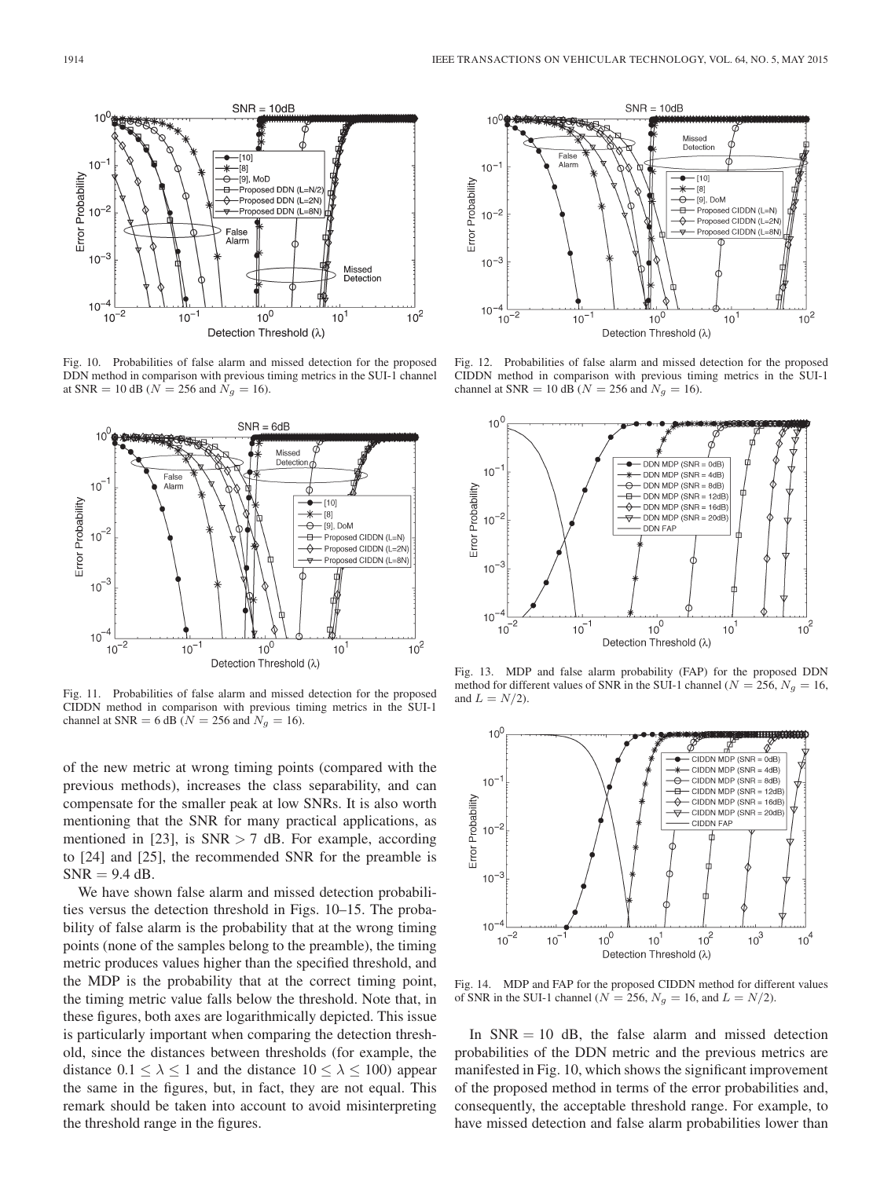Fig. 10. Probabilities of false alarm and missed detection for the proposed DDN method in comparison with previous timing metrics in the SUI-1 channel at SNR = 10 dB ($N = 256$ and $N_g = 16$).

Fig. 11. Probabilities of false alarm and missed detection for the proposed CIDDN method in comparison with previous timing metrics in the SUI-1 channel at SNR = 6 dB ($N = 256$ and $N_g = 16$).

Fig. 12. Probabilities of false alarm and missed detection for the proposed CIDDN method in comparison with previous timing metrics in the SUI-1 channel at SNR = 10 dB ($N = 256$ and $N_g = 16$).

Fig. 13. MDP and false alarm probability (FAP) for the proposed DDN method for different values of SNR in the SUI-1 channel ($N = 256$, $N_g = 16$, and $L = N/2$).

Fig. 14. MDP and FAP for the proposed CIDDN method for different values of SNR in the SUI-1 channel ($N = 256$, $N_g = 16$, and $L = N/2$).

of the new metric at wrong timing points (compared with the previous methods), increases the class separability, and can compensate for the smaller peak at low SNRs. It is also worth mentioning that the SNR for many practical applications, as mentioned in [23], is SNR > 7 dB. For example, according to [24] and [25], the recommended SNR for the preamble is SNR = 9.4 dB.

We have shown false alarm and missed detection probabilities versus the detection threshold in Figs. 10–15. The probability of false alarm is the probability that at the wrong timing points (none of the samples belong to the preamble), the timing metric produces values higher than the specified threshold, and the MDP is the probability that at the correct timing point, the timing metric value falls below the threshold. Note that, in these figures, both axes are logarithmically depicted. This issue is particularly important when comparing the detection threshold, since the distances between thresholds (for example, the distance $0.1 \leq \lambda \leq 1$ and the distance $10 \leq \lambda \leq 100$) appear the same in the figures, but, in fact, they are not equal. This remark should be taken into account to avoid misinterpreting the threshold range in the figures.

In SNR = 10 dB, the false alarm and missed detection probabilities of the DDN metric and the previous metrics are manifested in Fig. 10, which shows the significant improvement of the proposed method in terms of the error probabilities and, consequently, the acceptable threshold range. For example, to have missed detection and false alarm probabilities lower than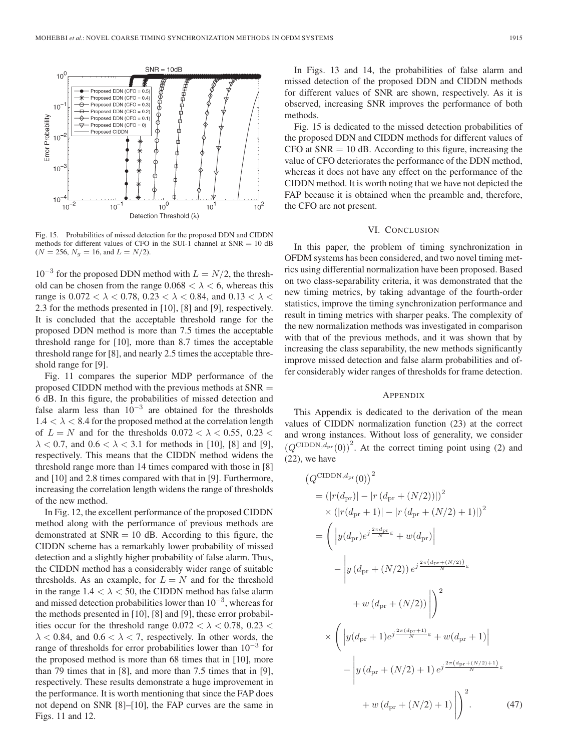Fig. 15. Probabilities of missed detection for the proposed DDN and CIDDN methods for different values of CFO in the SUI-1 channel at SNR = 10 dB ($N = 256$, $N_g = 16$, and $L = N/2$).

$10^{-3}$ for the proposed DDN method with $L = N/2$, the threshold can be chosen from the range $0.068 < \lambda < 6$, whereas this range is $0.072 < \lambda < 0.78$, $0.23 < \lambda < 0.84$, and $0.13 < \lambda < 2.3$ for the methods presented in [10], [8] and [9], respectively. It is concluded that the acceptable threshold range for the proposed DDN method is more than 7.5 times the acceptable threshold range for [10], more than 8.7 times the acceptable threshold range for [8], and nearly 2.5 times the acceptable threshold range for [9].

Fig. 11 compares the superior MDP performance of the proposed CIDDN method with the previous methods at SNR = 6 dB. In this figure, the probabilities of missed detection and false alarm less than $10^{-3}$ are obtained for the thresholds $1.4 < \lambda < 8.4$ for the proposed method at the correlation length of $L = N$ and for the thresholds $0.072 < \lambda < 0.55$, $0.23 < \lambda < 0.7$, and $0.6 < \lambda < 3.1$ for methods in [10], [8] and [9], respectively. This means that the CIDDN method widens the threshold range more than 14 times compared with those in [8] and [10] and 2.8 times compared with that in [9]. Furthermore, increasing the correlation length widens the range of thresholds of the new method.

In Fig. 12, the excellent performance of the proposed CIDDN method along with the performance of previous methods are demonstrated at SNR = 10 dB. According to this figure, the CIDDN scheme has a remarkably lower probability of missed detection and a slightly higher probability of false alarm. Thus, the CIDDN method has a considerably wider range of suitable thresholds. As an example, for $L = N$ and for the threshold in the range $1.4 < \lambda < 50$, the CIDDN method has false alarm and missed detection probabilities lower than $10^{-3}$, whereas for the methods presented in [10], [8] and [9], these error probabilities occur for the threshold range $0.072 < \lambda < 0.78$, $0.23 < \lambda < 0.84$, and $0.6 < \lambda < 7$, respectively. In other words, the range of thresholds for error probabilities lower than $10^{-3}$ for the proposed method is more than 68 times that in [10], more than 79 times that in [8], and more than 7.5 times that in [9], respectively. These results demonstrate a huge improvement in the performance. It is worth mentioning that since the FAP does not depend on SNR [8]–[10], the FAP curves are the same in Figs. 11 and 12.

In Figs. 13 and 14, the probabilities of false alarm and missed detection of the proposed DDN and CIDDN methods for different values of SNR are shown, respectively. As it is observed, increasing SNR improves the performance of both methods.

Fig. 15 is dedicated to the missed detection probabilities of the proposed DDN and CIDDN methods for different values of CFO at SNR = 10 dB. According to this figure, increasing the value of CFO deteriorates the performance of the DDN method, whereas it does not have any effect on the performance of the CIDDN method. It is worth noting that we have not depicted the FAP because it is obtained when the preamble and, therefore, the CFO are not present.

## VI. Conclusion

In this paper, the problem of timing synchronization in OFDM systems has been considered, and two novel timing metrics using differential normalization have been proposed. Based on two class-separability criteria, it was demonstrated that the new timing metrics, by taking advantage of the fourth-order statistics, improve the timing synchronization performance and result in timing metrics with sharper peaks. The complexity of the new normalization methods was investigated in comparison with that of the previous methods, and it was shown that by increasing the class separability, the new methods significantly improve missed detection and false alarm probabilities and offer considerably wider ranges of thresholds for frame detection.

## Appendix

This Appendix is dedicated to the derivation of the mean values of CIDDN normalization function (23) at the correct and wrong instances. Without loss of generality, we consider $\left(Q^{\mathrm{CIDDN},d_{\mathrm{pr}}}(0)\right)^2$. At the correct timing point using (2) and (22), we have

$$
\begin{aligned}
&\left(Q^{\mathrm{CIDDN},d_{\mathrm{pr}}}(0)\right)^2 \\
&= \left(|r(d_{\mathrm{pr}})| - |r(d_{\mathrm{pr}} + (N/2))|\right)^2 \\
&\quad \times \left(|r(d_{\mathrm{pr}}+1)| - |r(d_{\mathrm{pr}} + (N/2)+1)|\right)^2 \\
&= \left( \left| y(d_{\mathrm{pr}}) e^{j\frac{2\pi d_{\mathrm{pr}}}{N}\varepsilon} + w(d_{\mathrm{pr}}) \right| \right. \\
&\qquad - \left| y\left(d_{\mathrm{pr}} + (N/2)\right) e^{j\frac{2\pi\left(d_{\mathrm{pr}} + (N/2)\right)}{N}\varepsilon} \right. \\
&\qquad \left. \left. + w\left(d_{\mathrm{pr}} + (N/2)\right) \right| \right)^2 \\
&\quad \times \left( \left| y(d_{\mathrm{pr}}+1) e^{j\frac{2\pi(d_{\mathrm{pr}}+1)}{N}\varepsilon} + w(d_{\mathrm{pr}}+1) \right| \right. \\
&\qquad - \left| y\left(d_{\mathrm{pr}} + (N/2)+1\right) e^{j\frac{2\pi\left(d_{\mathrm{pr}} + (N/2)+1\right)}{N}\varepsilon} \right. \\
&\qquad \left. \left. + w\left(d_{\mathrm{pr}} + (N/2)+1\right) \right| \right)^2. 
\end{aligned} \tag{47}
$$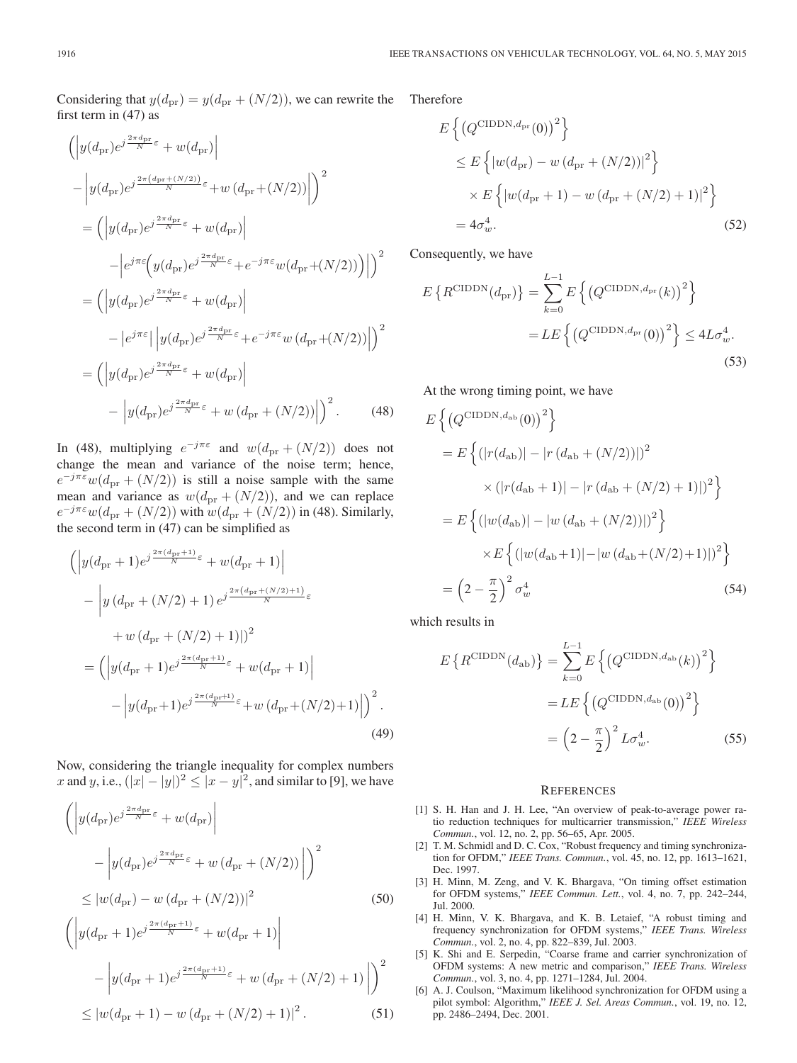Considering that $y(d_{\rm pr}) = y(d_{\rm pr} + (N/2))$, we can rewrite the first term in (47) as

$$
\begin{aligned}
&\left(\left|y(d_{\rm pr})e^{j\frac{2\pi d_{\rm pr}}{N}\varepsilon} + w(d_{\rm pr})\right|\right. \\
&\left.-\left|y(d_{\rm pr})e^{j\frac{2\pi(d_{\rm pr}+(N/2))}{N}\varepsilon} + w\left(d_{\rm pr}+(N/2)\right)\right|\right)^2 \\
&= \left(\left|y(d_{\rm pr})e^{j\frac{2\pi d_{\rm pr}}{N}\varepsilon} + w(d_{\rm pr})\right|\right. \\
&\left.-\left|e^{j\pi\varepsilon}\left(y(d_{\rm pr})e^{j\frac{2\pi d_{\rm pr}}{N}\varepsilon} + e^{-j\pi\varepsilon}w(d_{\rm pr}+(N/2))\right)\right|\right)^2 \\
&= \left(\left|y(d_{\rm pr})e^{j\frac{2\pi d_{\rm pr}}{N}\varepsilon} + w(d_{\rm pr})\right|\right. \\
&\left.-\left|e^{j\pi\varepsilon}\right|\left|y(d_{\rm pr})e^{j\frac{2\pi d_{\rm pr}}{N}\varepsilon} + e^{-j\pi\varepsilon}w\left(d_{\rm pr}+(N/2)\right)\right|\right)^2 \\
&= \left(\left|y(d_{\rm pr})e^{j\frac{2\pi d_{\rm pr}}{N}\varepsilon} + w(d_{\rm pr})\right|\right. \\
&\left.-\left|y(d_{\rm pr})e^{j\frac{2\pi d_{\rm pr}}{N}\varepsilon} + w\left(d_{\rm pr}+(N/2)\right)\right|\right)^2. \quad (48)
\end{aligned}
$$

In (48), multiplying $e^{-j\pi\varepsilon}$ and $w(d_{\rm pr} + (N/2))$ does not change the mean and variance of the noise term; hence, $e^{-j\pi\varepsilon}w(d_{\rm pr} + (N/2))$ is still a noise sample with the same mean and variance as $w(d_{\rm pr} + (N/2))$, and we can replace $e^{-j\pi\varepsilon}w(d_{\rm pr} + (N/2))$ with $w(d_{\rm pr} + (N/2))$ in (48). Similarly, the second term in (47) can be simplified as

$$
\begin{aligned}
&\left(\left|y(d_{\rm pr}+1)e^{j\frac{2\pi(d_{\rm pr}+1)}{N}\varepsilon} + w(d_{\rm pr}+1)\right|\right. \\
&-\left|y\left(d_{\rm pr}+(N/2)+1\right)e^{j\frac{2\pi\left(d_{\rm pr}+(N/2)+1\right)}{N}\varepsilon}\right. \\
&\left.\left.+ w\left(d_{\rm pr}+(N/2)+1\right)\right|\right)^2 \\
&= \left(\left|y(d_{\rm pr}+1)e^{j\frac{2\pi(d_{\rm pr}+1)}{N}\varepsilon} + w(d_{\rm pr}+1)\right|\right. \\
&\left.-\left|y(d_{\rm pr}+1)e^{j\frac{2\pi(d_{\rm pr}+1)}{N}\varepsilon} + w\left(d_{\rm pr}+(N/2)+1\right)\right|\right)^2. \quad (49)
\end{aligned}
$$

Now, considering the triangle inequality for complex numbers $x$ and $y$, i.e., $(|x| - |y|)^2 \leq |x - y|^2$, and similar to [9], we have

$$
\begin{aligned}
&\left(\left|y(d_{\rm pr})e^{j\frac{2\pi d_{\rm pr}}{N}\varepsilon} + w(d_{\rm pr})\right|\right. \\
&\left.-\left|y(d_{\rm pr})e^{j\frac{2\pi d_{\rm pr}}{N}\varepsilon} + w\left(d_{\rm pr}+(N/2)\right)\right|\right)^2 \\
&\leq \left|w(d_{\rm pr}) - w\left(d_{\rm pr}+(N/2)\right)\right|^2 \quad (50)
\end{aligned}
$$

$$
\begin{aligned}
&\left(\left|y(d_{\rm pr}+1)e^{j\frac{2\pi(d_{\rm pr}+1)}{N}\varepsilon} + w(d_{\rm pr}+1)\right|\right. \\
&\left.-\left|y(d_{\rm pr}+1)e^{j\frac{2\pi(d_{\rm pr}+1)}{N}\varepsilon} + w\left(d_{\rm pr}+(N/2)+1\right)\right|\right)^2 \\
&\leq \left|w(d_{\rm pr}+1) - w\left(d_{\rm pr}+(N/2)+1\right)\right|^2. \quad (51)
\end{aligned}
$$

Therefore

$$
\begin{aligned}
&E\left\{\left(Q^{\rm CIDDN, d_{\rm pr}}(0)\right)^2\right\} \\
&\leq E\left\{\left|w(d_{\rm pr}) - w\left(d_{\rm pr}+(N/2)\right)\right|^2\right\} \\
&\quad\times E\left\{\left|w(d_{\rm pr}+1) - w\left(d_{\rm pr}+(N/2)+1\right)\right|^2\right\} \\
&= 4\sigma_w^4. \quad (52)
\end{aligned}
$$

Consequently, we have

$$
\begin{aligned}
E\left\{R^{\rm CIDDN}(d_{\rm pr})\right\} &= \sum_{k=0}^{L-1} E\left\{\left(Q^{\rm CIDDN, d_{\rm pr}}(k)\right)^2\right\} \\
&= LE\left\{\left(Q^{\rm CIDDN, d_{\rm pr}}(0)\right)^2\right\} \leq 4L\sigma_w^4. \quad (53)
\end{aligned}
$$

At the wrong timing point, we have

$$
\begin{aligned}
&E\left\{\left(Q^{\rm CIDDN, d_{\rm ab}}(0)\right)^2\right\} \\
&= E\left\{\left(|r(d_{\rm ab})| - \left|r\left(d_{\rm ab}+(N/2)\right)\right|\right)^2\right. \\
&\quad\left.\times\left(|r(d_{\rm ab}+1)| - \left|r\left(d_{\rm ab}+(N/2)+1\right)\right|\right)^2\right\} \\
&= E\left\{\left(|w(d_{\rm ab})| - \left|w\left(d_{\rm ab}+(N/2)\right)\right|\right)^2\right\} \\
&\quad\times E\left\{\left(|w(d_{\rm ab}+1)| - \left|w\left(d_{\rm ab}+(N/2)+1\right)\right|\right)^2\right\} \\
&= \left(2 - \frac{\pi}{2}\right)^2 \sigma_w^4 \quad (54)
\end{aligned}
$$

which results in

$$
\begin{aligned}
E\left\{R^{\rm CIDDN}(d_{\rm ab})\right\} &= \sum_{k=0}^{L-1} E\left\{\left(Q^{\rm CIDDN, d_{\rm ab}}(k)\right)^2\right\} \\
&= LE\left\{\left(Q^{\rm CIDDN, d_{\rm ab}}(0)\right)^2\right\} \\
&= \left(2 - \frac{\pi}{2}\right)^2 L\sigma_w^4. \quad (55)
\end{aligned}
$$

## References

[1] S. H. Han and J. H. Lee, "An overview of peak-to-average power ratio reduction techniques for multicarrier transmission," *IEEE Wireless Commun.*, vol. 12, no. 2, pp. 56–65, Apr. 2005.

[2] T. M. Schmidl and D. C. Cox, "Robust frequency and timing synchronization for OFDM," *IEEE Trans. Commun.*, vol. 45, no. 12, pp. 1613–1621, Dec. 1997.

[3] H. Minn, M. Zeng, and V. K. Bhargava, "On timing offset estimation for OFDM systems," *IEEE Commun. Lett.*, vol. 4, no. 7, pp. 242–244, Jul. 2000.

[4] H. Minn, V. K. Bhargava, and K. B. Letaief, "A robust timing and frequency synchronization for OFDM systems," *IEEE Trans. Wireless Commun.*, vol. 2, no. 4, pp. 822–839, Jul. 2003.

[5] K. Shi and E. Serpedin, "Coarse frame and carrier synchronization of OFDM systems: A new metric and comparison," *IEEE Trans. Wireless Commun.*, vol. 3, no. 4, pp. 1271–1284, Jul. 2004.

[6] A. J. Coulson, "Maximum likelihood synchronization for OFDM using a pilot symbol: Algorithm," *IEEE J. Sel. Areas Commun.*, vol. 19, no. 12, pp. 2486–2494, Dec. 2001.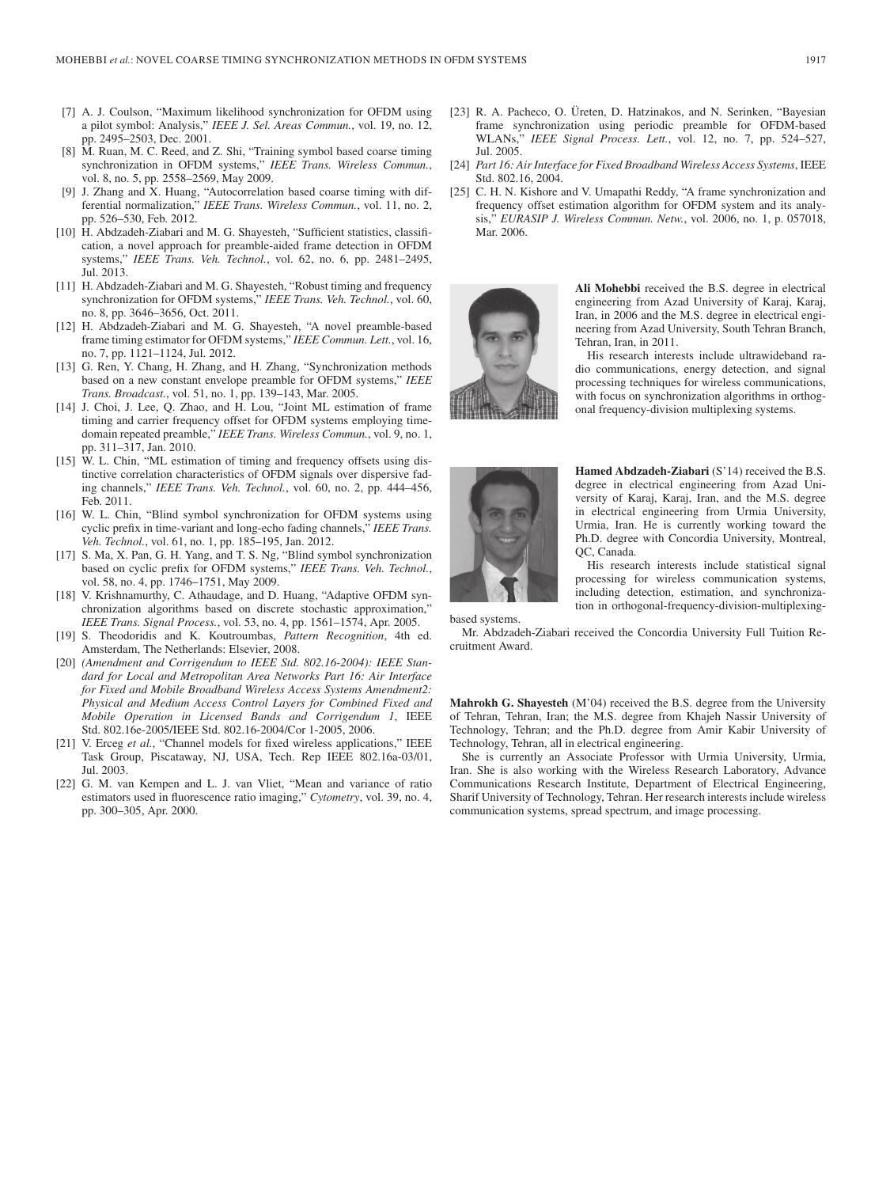[7] A. J. Coulson, "Maximum likelihood synchronization for OFDM using a pilot symbol: Analysis," *IEEE J. Sel. Areas Commun.*, vol. 19, no. 12, pp. 2495–2503, Dec. 2001.

[8] M. Ruan, M. C. Reed, and Z. Shi, "Training symbol based coarse timing synchronization in OFDM systems," *IEEE Trans. Wireless Commun.*, vol. 8, no. 5, pp. 2558–2569, May 2009.

[9] J. Zhang and X. Huang, "Autocorrelation based coarse timing with differential normalization," *IEEE Trans. Wireless Commun.*, vol. 11, no. 2, pp. 526–530, Feb. 2012.

[10] H. Abdzadeh-Ziabari and M. G. Shayesteh, "Sufficient statistics, classification, a novel approach for preamble-aided frame detection in OFDM systems," *IEEE Trans. Veh. Technol.*, vol. 62, no. 6, pp. 2481–2495, Jul. 2013.

[11] H. Abdzadeh-Ziabari and M. G. Shayesteh, "Robust timing and frequency synchronization for OFDM systems," *IEEE Trans. Veh. Technol.*, vol. 60, no. 8, pp. 3646–3656, Oct. 2011.

[12] H. Abdzadeh-Ziabari and M. G. Shayesteh, "A novel preamble-based frame timing estimator for OFDM systems," *IEEE Commun. Lett.*, vol. 16, no. 7, pp. 1121–1124, Jul. 2012.

[13] G. Ren, Y. Chang, H. Zhang, and H. Zhang, "Synchronization methods based on a new constant envelope preamble for OFDM systems," *IEEE Trans. Broadcast.*, vol. 51, no. 1, pp. 139–143, Mar. 2005.

[14] J. Choi, J. Lee, Q. Zhao, and H. Lou, "Joint ML estimation of frame timing and carrier frequency offset for OFDM systems employing time-domain repeated preamble," *IEEE Trans. Wireless Commun.*, vol. 9, no. 1, pp. 311–317, Jan. 2010.

[15] W. L. Chin, "ML estimation of timing and frequency offsets using distinctive correlation characteristics of OFDM signals over dispersive fading channels," *IEEE Trans. Veh. Technol.*, vol. 60, no. 2, pp. 444–456, Feb. 2011.

[16] W. L. Chin, "Blind symbol synchronization for OFDM systems using cyclic prefix in time-variant and long-echo fading channels," *IEEE Trans. Veh. Technol.*, vol. 61, no. 1, pp. 185–195, Jan. 2012.

[17] S. Ma, X. Pan, G. H. Yang, and T. S. Ng, "Blind symbol synchronization based on cyclic prefix for OFDM systems," *IEEE Trans. Veh. Technol.*, vol. 58, no. 4, pp. 1746–1751, May 2009.

[18] V. Krishnamurthy, C. Athaudage, and D. Huang, "Adaptive OFDM synchronization algorithms based on discrete stochastic approximation," *IEEE Trans. Signal Process.*, vol. 53, no. 4, pp. 1561–1574, Apr. 2005.

[19] S. Theodoridis and K. Koutroumbas, *Pattern Recognition*, 4th ed. Amsterdam, The Netherlands: Elsevier, 2008.

[20] *(Amendment and Corrigendum to IEEE Std. 802.16-2004): IEEE Standard for Local and Metropolitan Area Networks Part 16: Air Interface for Fixed and Mobile Broadband Wireless Access Systems Amendment2: Physical and Medium Access Control Layers for Combined Fixed and Mobile Operation in Licensed Bands and Corrigendum 1*, IEEE Std. 802.16e-2005/IEEE Std. 802.16-2004/Cor 1-2005, 2006.

[21] V. Erceg *et al.*, "Channel models for fixed wireless applications," IEEE Task Group, Piscataway, NJ, USA, Tech. Rep IEEE 802.16a-03/01, Jul. 2003.

[22] G. M. van Kempen and L. J. van Vliet, "Mean and variance of ratio estimators used in fluorescence ratio imaging," *Cytometry*, vol. 39, no. 4, pp. 300–305, Apr. 2000.

[23] R. A. Pacheco, O. Üreten, D. Hatzinakos, and N. Serinken, "Bayesian frame synchronization using periodic preamble for OFDM-based WLANs," *IEEE Signal Process. Lett.*, vol. 12, no. 7, pp. 524–527, Jul. 2005.

[24] *Part 16: Air Interface for Fixed Broadband Wireless Access Systems*, IEEE Std. 802.16, 2004.

[25] C. H. N. Kishore and V. Umapathi Reddy, "A frame synchronization and frequency offset estimation algorithm for OFDM system and its analysis," *EURASIP J. Wireless Commun. Netw.*, vol. 2006, no. 1, p. 057018, Mar. 2006.

**Ali Mohebbi** received the B.S. degree in electrical engineering from Azad University of Karaj, Karaj, Iran, in 2006 and the M.S. degree in electrical engineering from Azad University, South Tehran Branch, Tehran, Iran, in 2011.

His research interests include ultrawideband radio communications, energy detection, and signal processing techniques for wireless communications, with focus on synchronization algorithms in orthogonal frequency-division multiplexing systems.

**Hamed Abdzadeh-Ziabari** (S'14) received the B.S. degree in electrical engineering from Azad University of Karaj, Karaj, Iran, and the M.S. degree in electrical engineering from Urmia University, Urmia, Iran. He is currently working toward the Ph.D. degree with Concordia University, Montreal, QC, Canada.

His research interests include statistical signal processing for wireless communication systems, including detection, estimation, and synchronization in orthogonal-frequency-division-multiplexing-based systems.

Mr. Abdzadeh-Ziabari received the Concordia University Full Tuition Recruitment Award.

**Mahrokh G. Shayesteh** (M'04) received the B.S. degree from the University of Tehran, Tehran, Iran; the M.S. degree from Khajeh Nassir University of Technology, Tehran; and the Ph.D. degree from Amir Kabir University of Technology, Tehran, all in electrical engineering.

She is currently an Associate Professor with Urmia University, Urmia, Iran. She is also working with the Wireless Research Laboratory, Advance Communications Research Institute, Department of Electrical Engineering, Sharif University of Technology, Tehran. Her research interests include wireless communication systems, spread spectrum, and image processing.